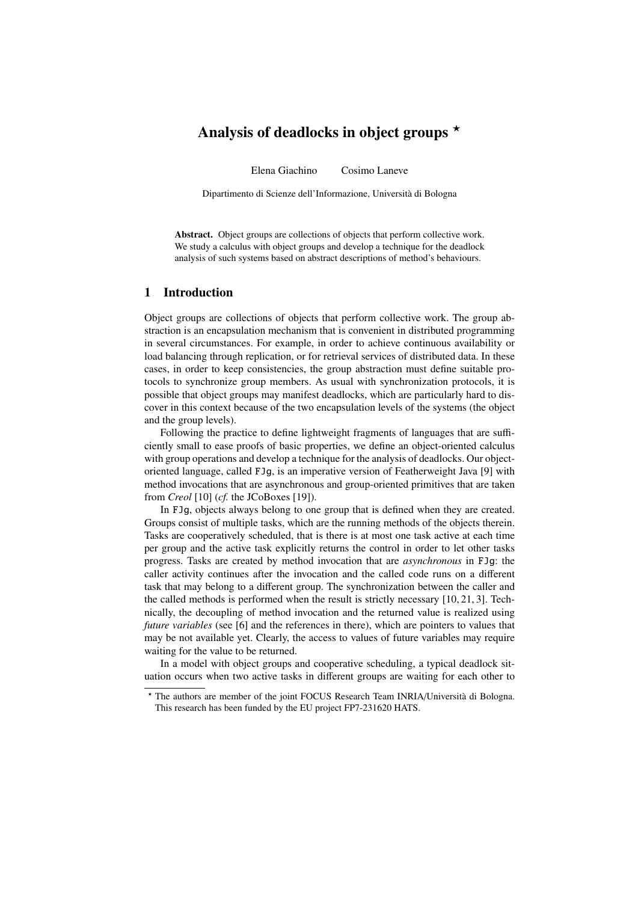# Analysis of deadlocks in object groups ⋆

Elena Giachino    Cosimo Laneve

Dipartimento di Scienze dell'Informazione, Università di Bologna

**Abstract.** Object groups are collections of objects that perform collective work. We study a calculus with object groups and develop a technique for the deadlock analysis of such systems based on abstract descriptions of method's behaviours.

## 1 Introduction

Object groups are collections of objects that perform collective work. The group abstraction is an encapsulation mechanism that is convenient in distributed programming in several circumstances. For example, in order to achieve continuous availability or load balancing through replication, or for retrieval services of distributed data. In these cases, in order to keep consistencies, the group abstraction must define suitable protocols to synchronize group members. As usual with synchronization protocols, it is possible that object groups may manifest deadlocks, which are particularly hard to discover in this context because of the two encapsulation levels of the systems (the object and the group levels).

Following the practice to define lightweight fragments of languages that are sufficiently small to ease proofs of basic properties, we define an object-oriented calculus with group operations and develop a technique for the analysis of deadlocks. Our object-oriented language, called `FJg`, is an imperative version of Featherweight Java [9] with method invocations that are asynchronous and group-oriented primitives that are taken from *Creol* [10] (*cf.* the JCoBoxes [19]).

In `FJg`, objects always belong to one group that is defined when they are created. Groups consist of multiple tasks, which are the running methods of the objects therein. Tasks are cooperatively scheduled, that is there is at most one task active at each time per group and the active task explicitly returns the control in order to let other tasks progress. Tasks are created by method invocation that are *asynchronous* in `FJg`: the caller activity continues after the invocation and the called code runs on a different task that may belong to a different group. The synchronization between the caller and the called methods is performed when the result is strictly necessary [10, 21, 3]. Technically, the decoupling of method invocation and the returned value is realized using *future variables* (see [6] and the references in there), which are pointers to values that may be not available yet. Clearly, the access to values of future variables may require waiting for the value to be returned.

In a model with object groups and cooperative scheduling, a typical deadlock situation occurs when two active tasks in different groups are waiting for each other to

⋆ The authors are member of the joint FOCUS Research Team INRIA/Università di Bologna. This research has been funded by the EU project FP7-231620 HATS.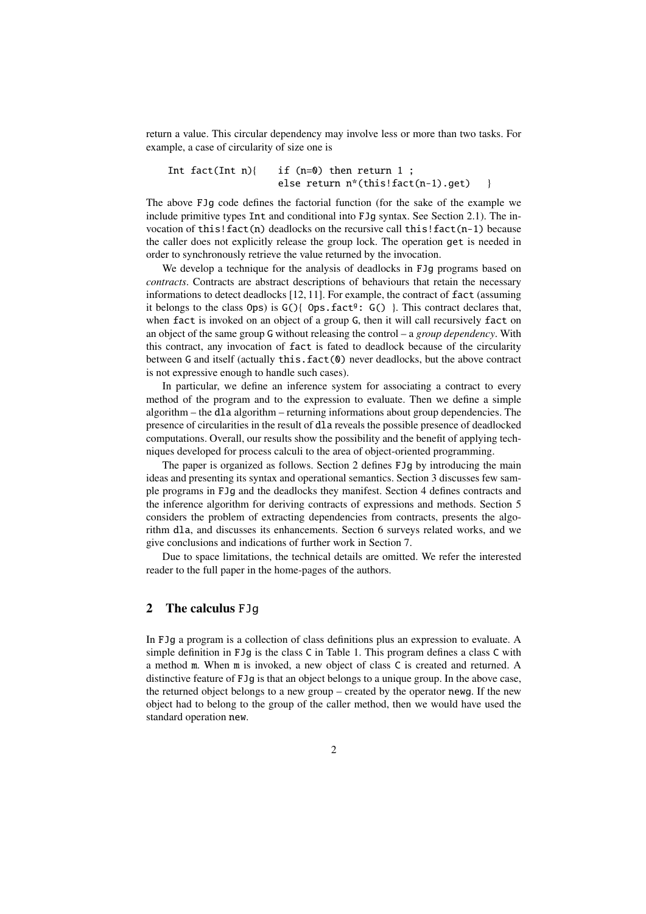return a value. This circular dependency may involve less or more than two tasks. For example, a case of circularity of size one is

```
Int fact(Int n){    if (n=0) then return 1 ;
                    else return n*(this!fact(n-1).get)   }
```

The above FJg code defines the factorial function (for the sake of the example we include primitive types Int and conditional into FJg syntax. See Section 2.1). The invocation of this!fact(n) deadlocks on the recursive call this!fact(n-1) because the caller does not explicitly release the group lock. The operation get is needed in order to synchronously retrieve the value returned by the invocation.

We develop a technique for the analysis of deadlocks in FJg programs based on *contracts*. Contracts are abstract descriptions of behaviours that retain the necessary informations to detect deadlocks [12, 11]. For example, the contract of fact (assuming it belongs to the class Ops) is G(){ Ops.fact$^{g}$: G() }. This contract declares that, when fact is invoked on an object of a group G, then it will call recursively fact on an object of the same group G without releasing the control – a *group dependency*. With this contract, any invocation of fact is fated to deadlock because of the circularity between G and itself (actually this.fact(0) never deadlocks, but the above contract is not expressive enough to handle such cases).

In particular, we define an inference system for associating a contract to every method of the program and to the expression to evaluate. Then we define a simple algorithm – the dla algorithm – returning informations about group dependencies. The presence of circularities in the result of dla reveals the possible presence of deadlocked computations. Overall, our results show the possibility and the benefit of applying techniques developed for process calculi to the area of object-oriented programming.

The paper is organized as follows. Section 2 defines FJg by introducing the main ideas and presenting its syntax and operational semantics. Section 3 discusses few sample programs in FJg and the deadlocks they manifest. Section 4 defines contracts and the inference algorithm for deriving contracts of expressions and methods. Section 5 considers the problem of extracting dependencies from contracts, presents the algorithm dla, and discusses its enhancements. Section 6 surveys related works, and we give conclusions and indications of further work in Section 7.

Due to space limitations, the technical details are omitted. We refer the interested reader to the full paper in the home-pages of the authors.

## 2 The calculus FJg

In FJg a program is a collection of class definitions plus an expression to evaluate. A simple definition in FJg is the class C in Table 1. This program defines a class C with a method m. When m is invoked, a new object of class C is created and returned. A distinctive feature of FJg is that an object belongs to a unique group. In the above case, the returned object belongs to a new group – created by the operator newg. If the new object had to belong to the group of the caller method, then we would have used the standard operation new.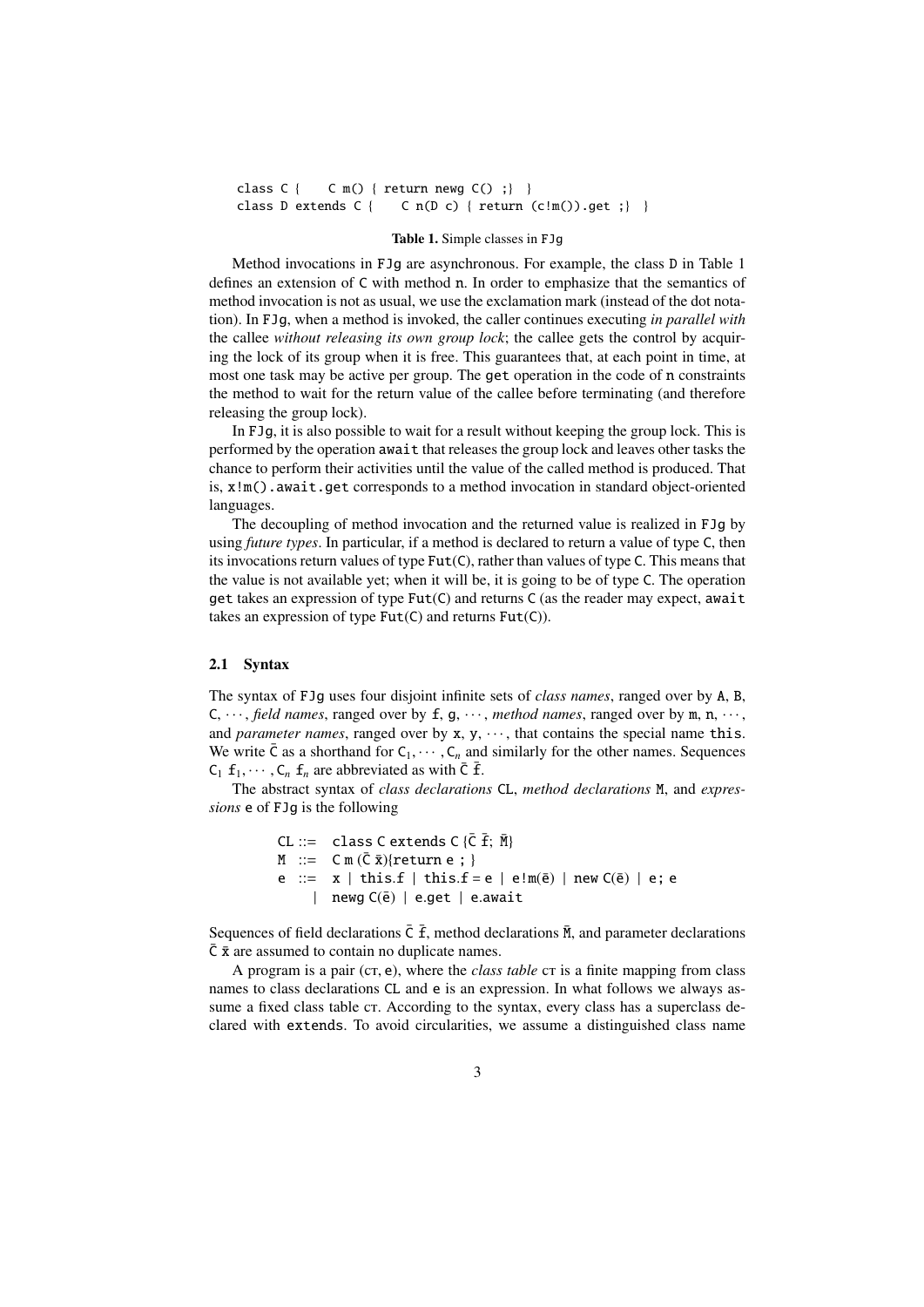```
class C {    C m() { return newg C() ;}  }
class D extends C {    C n(D c) { return (c!m()).get ;}  }
```

**Table 1.** Simple classes in FJg

Method invocations in FJg are asynchronous. For example, the class D in Table 1 defines an extension of C with method n. In order to emphasize that the semantics of method invocation is not as usual, we use the exclamation mark (instead of the dot notation). In FJg, when a method is invoked, the caller continues executing *in parallel with* the callee *without releasing its own group lock*; the callee gets the control by acquiring the lock of its group when it is free. This guarantees that, at each point in time, at most one task may be active per group. The get operation in the code of n constraints the method to wait for the return value of the callee before terminating (and therefore releasing the group lock).

In FJg, it is also possible to wait for a result without keeping the group lock. This is performed by the operation await that releases the group lock and leaves other tasks the chance to perform their activities until the value of the called method is produced. That is, x!m().await.get corresponds to a method invocation in standard object-oriented languages.

The decoupling of method invocation and the returned value is realized in FJg by using *future types*. In particular, if a method is declared to return a value of type C, then its invocations return values of type Fut(C), rather than values of type C. This means that the value is not available yet; when it will be, it is going to be of type C. The operation get takes an expression of type Fut(C) and returns C (as the reader may expect, await takes an expression of type Fut(C) and returns Fut(C)).

### 2.1 Syntax

The syntax of FJg uses four disjoint infinite sets of *class names*, ranged over by A, B, C, ⋯, *field names*, ranged over by f, g, ⋯, *method names*, ranged over by m, n, ⋯, and *parameter names*, ranged over by x, y, ⋯, that contains the special name this. We write $\bar{C}$ as a shorthand for $C_1, \cdots, C_n$ and similarly for the other names. Sequences $C_1\ f_1, \cdots, C_n\ f_n$ are abbreviated as with $\bar{C}\ \bar{f}$.

The abstract syntax of *class declarations* CL, *method declarations* M, and *expressions* e of FJg is the following

$$
\begin{array}{lcl}
\mathtt{CL} & ::= & \mathtt{class\ C\ extends\ C}\ \{\bar{\mathtt{C}}\ \bar{\mathtt{f}};\ \bar{\mathtt{M}}\} \\
\mathtt{M} & ::= & \mathtt{C\ m}\ (\bar{\mathtt{C}}\ \bar{\mathtt{x}})\{\mathtt{return\ e\ ;}\ \} \\
\mathtt{e} & ::= & \mathtt{x} \mid \mathtt{this.f} \mid \mathtt{this.f = e} \mid \mathtt{e!m}(\bar{\mathtt{e}}) \mid \mathtt{new\ C}(\bar{\mathtt{e}}) \mid \mathtt{e;\ e} \\
 & \mid & \mathtt{newg\ C}(\bar{\mathtt{e}}) \mid \mathtt{e.get} \mid \mathtt{e.await}
\end{array}
$$

Sequences of field declarations $\bar{C}\ \bar{f}$, method declarations $\bar{M}$, and parameter declarations $\bar{C}\ \bar{x}$ are assumed to contain no duplicate names.

A program is a pair (ct, e), where the *class table* ct is a finite mapping from class names to class declarations CL and e is an expression. In what follows we always assume a fixed class table ct. According to the syntax, every class has a superclass declared with extends. To avoid circularities, we assume a distinguished class name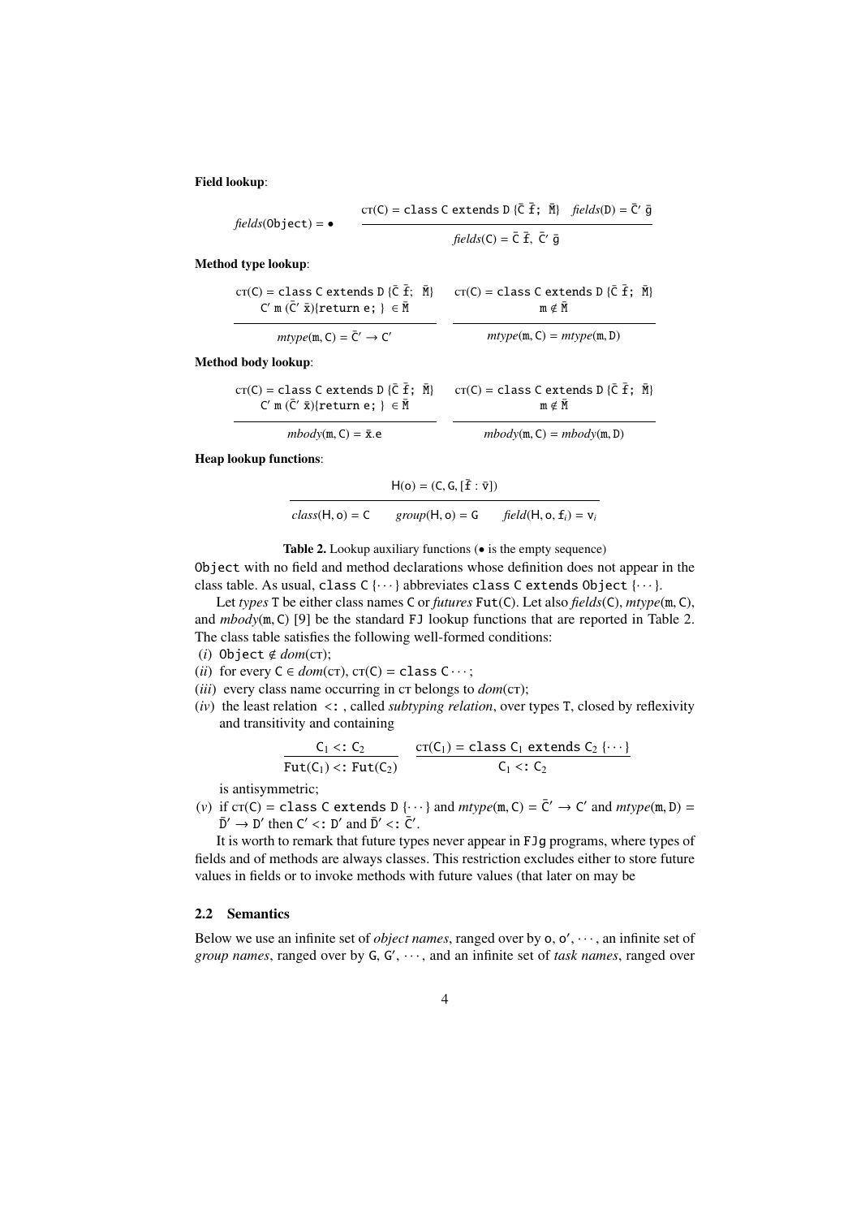**Field lookup**:

$$fields(\texttt{Object}) = \bullet \qquad \frac{\textsc{ct}(\texttt{C}) = \texttt{class C extends D } \{\bar{\texttt{C}}\ \bar{\texttt{f}};\ \bar{\texttt{M}}\} \quad fields(\texttt{D}) = \bar{\texttt{C}}'\ \bar{\texttt{g}}}{fields(\texttt{C}) = \bar{\texttt{C}}\ \bar{\texttt{f}},\ \bar{\texttt{C}}'\ \bar{\texttt{g}}}$$

**Method type lookup**:

$$\frac{\textsc{ct}(\texttt{C}) = \texttt{class C extends D } \{\bar{\texttt{C}}\ \bar{\texttt{f}};\ \bar{\texttt{M}}\} \quad \texttt{C}'\ \texttt{m}\ (\bar{\texttt{C}}'\ \bar{\texttt{x}})\{\texttt{return e;}\ \} \in \bar{\texttt{M}}}{mtype(\texttt{m}, \texttt{C}) = \bar{\texttt{C}}' \to \texttt{C}'} \qquad \frac{\textsc{ct}(\texttt{C}) = \texttt{class C extends D } \{\bar{\texttt{C}}\ \bar{\texttt{f}};\ \bar{\texttt{M}}\} \quad \texttt{m} \notin \bar{\texttt{M}}}{mtype(\texttt{m}, \texttt{C}) = mtype(\texttt{m}, \texttt{D})}$$

**Method body lookup**:

$$\frac{\textsc{ct}(\texttt{C}) = \texttt{class C extends D } \{\bar{\texttt{C}}\ \bar{\texttt{f}};\ \bar{\texttt{M}}\} \quad \texttt{C}'\ \texttt{m}\ (\bar{\texttt{C}}'\ \bar{\texttt{x}})\{\texttt{return e;}\ \} \in \bar{\texttt{M}}}{mbody(\texttt{m}, \texttt{C}) = \bar{\texttt{x}}.\texttt{e}} \qquad \frac{\textsc{ct}(\texttt{C}) = \texttt{class C extends D } \{\bar{\texttt{C}}\ \bar{\texttt{f}};\ \bar{\texttt{M}}\} \quad \texttt{m} \notin \bar{\texttt{M}}}{mbody(\texttt{m}, \texttt{C}) = mbody(\texttt{m}, \texttt{D})}$$

**Heap lookup functions**:

$$\frac{\mathsf{H}(\mathsf{o}) = (\mathsf{C}, \mathsf{G}, [\bar{\mathtt{f}} : \bar{\mathsf{v}}])}{class(\mathsf{H}, \mathsf{o}) = \mathsf{C} \qquad group(\mathsf{H}, \mathsf{o}) = \mathsf{G} \qquad field(\mathsf{H}, \mathsf{o}, \mathtt{f}_i) = \mathsf{v}_i}$$

**Table 2.** Lookup auxiliary functions ($\bullet$ is the empty sequence)

`Object` with no field and method declarations whose definition does not appear in the class table. As usual, `class C {...}` abbreviates `class C extends Object {...}`.

Let *types* `T` be either class names `C` or *futures* `Fut(C)`. Let also *fields*(`C`), *mtype*(`m`, `C`), and *mbody*(`m`, `C`) [9] be the standard `FJ` lookup functions that are reported in Table 2. The class table satisfies the following well-formed conditions:

(*i*) `Object` $\notin$ *dom*(CT);

(*ii*) for every `C` $\in$ *dom*(CT), CT(`C`) = `class C ...`;

(*iii*) every class name occurring in CT belongs to *dom*(CT);

(*iv*) the least relation `<:` , called *subtyping relation*, over types `T`, closed by reflexivity and transitivity and containing

$$\frac{\texttt{C}_1 <: \texttt{C}_2}{\texttt{Fut}(\texttt{C}_1) <: \texttt{Fut}(\texttt{C}_2)} \qquad \frac{\textsc{ct}(\texttt{C}_1) = \texttt{class C}_1\ \texttt{extends C}_2\ \{\cdots\}}{\texttt{C}_1 <: \texttt{C}_2}$$

is antisymmetric;

(*v*) if CT(`C`) = `class C extends D {...}` and *mtype*(`m`, `C`) = $\bar{\texttt{C}}' \to \texttt{C}'$ and *mtype*(`m`, `D`) = $\bar{\texttt{D}}' \to \texttt{D}'$ then $\texttt{C}' <: \texttt{D}'$ and $\bar{\texttt{D}}' <: \bar{\texttt{C}}'$.

It is worth to remark that future types never appear in `FJg` programs, where types of fields and of methods are always classes. This restriction excludes either to store future values in fields or to invoke methods with future values (that later on may be

## 2.2 Semantics

Below we use an infinite set of *object names*, ranged over by o, o′, ···, an infinite set of *group names*, ranged over by G, G′, ···, and an infinite set of *task names*, ranged over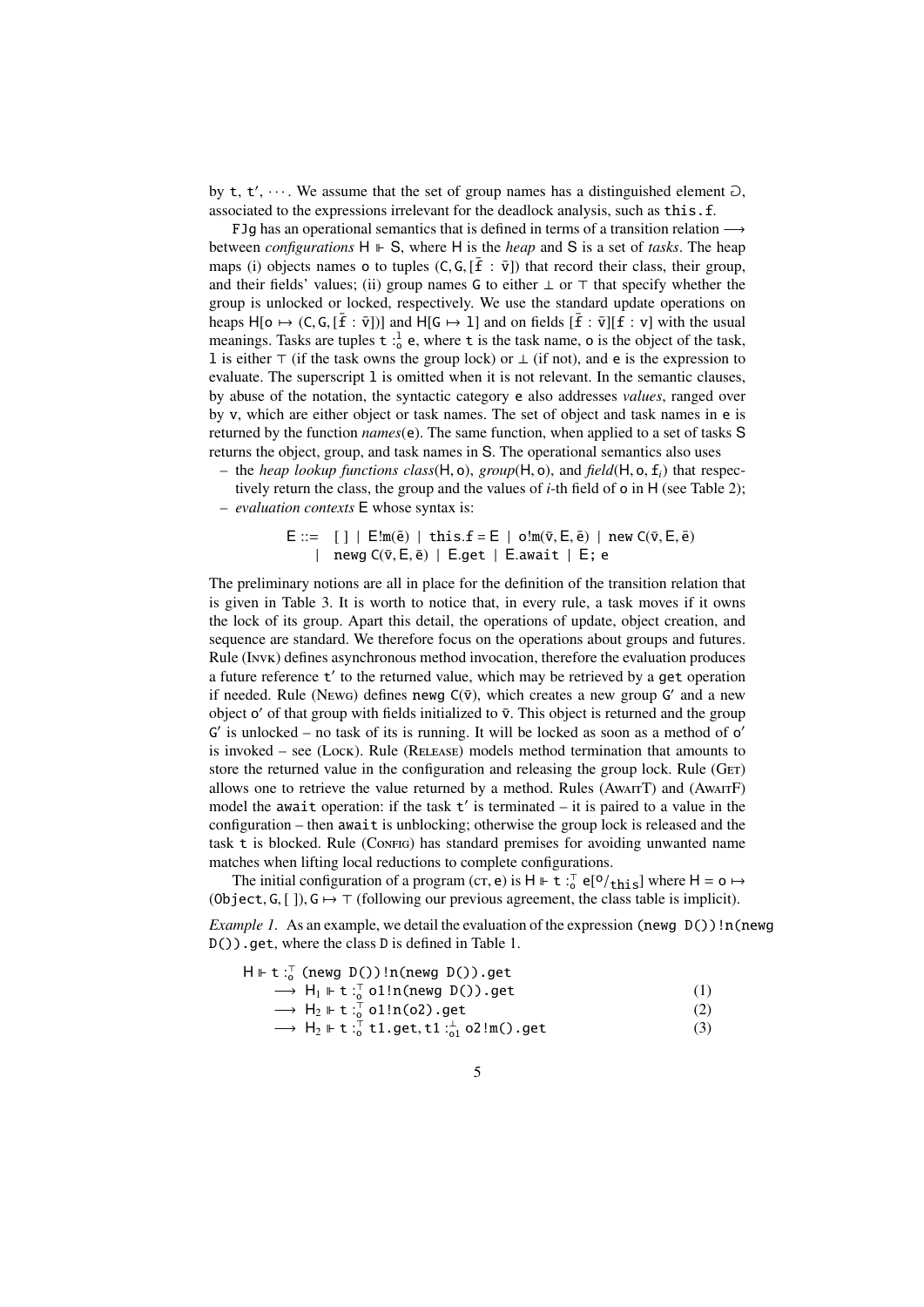by t, t′, ⋯. We assume that the set of group names has a distinguished element $\circleddash$, associated to the expressions irrelevant for the deadlock analysis, such as this.f.

FJg has an operational semantics that is defined in terms of a transition relation $\longrightarrow$ between *configurations* $\mathsf{H} \Vdash \mathsf{S}$, where H is the *heap* and S is a set of *tasks*. The heap maps (i) objects names o to tuples $(\mathsf{C}, \mathsf{G}, [\bar{\mathsf{f}} : \bar{\mathsf{v}}])$ that record their class, their group, and their fields' values; (ii) group names G to either $\bot$ or $\top$ that specify whether the group is unlocked or locked, respectively. We use the standard update operations on heaps $\mathsf{H}[\mathsf{o} \mapsto (\mathsf{C}, \mathsf{G}, [\bar{\mathsf{f}} : \bar{\mathsf{v}}])]$ and $\mathsf{H}[\mathsf{G} \mapsto \mathsf{l}]$ and on fields $[\bar{\mathsf{f}} : \bar{\mathsf{v}}][\mathsf{f} : \mathsf{v}]$ with the usual meanings. Tasks are tuples $\mathsf{t} :^{\mathsf{l}}_{\mathsf{o}} \mathsf{e}$, where t is the task name, o is the object of the task, l is either $\top$ (if the task owns the group lock) or $\bot$ (if not), and e is the expression to evaluate. The superscript l is omitted when it is not relevant. In the semantic clauses, by abuse of the notation, the syntactic category e also addresses *values*, ranged over by v, which are either object or task names. The set of object and task names in e is returned by the function *names*(e). The same function, when applied to a set of tasks S returns the object, group, and task names in S. The operational semantics also uses

- the *heap lookup functions* *class*(H, o), *group*(H, o), and *field*(H, o, $\mathsf{f}_i$) that respectively return the class, the group and the values of *i*-th field of o in H (see Table 2);
- *evaluation contexts* E whose syntax is:

$$
\begin{aligned}
\mathsf{E} ::= \ & [\ ] \mid \mathsf{E!m}(\bar{\mathsf{e}}) \mid \mathsf{this.f} = \mathsf{E} \mid \mathsf{o!m}(\bar{\mathsf{v}}, \mathsf{E}, \bar{\mathsf{e}}) \mid \mathsf{new\ C}(\bar{\mathsf{v}}, \mathsf{E}, \bar{\mathsf{e}}) \\
\mid \ & \mathsf{newg\ C}(\bar{\mathsf{v}}, \mathsf{E}, \bar{\mathsf{e}}) \mid \mathsf{E.get} \mid \mathsf{E.await} \mid \mathsf{E;\ e}
\end{aligned}
$$

The preliminary notions are all in place for the definition of the transition relation that is given in Table 3. It is worth to notice that, in every rule, a task moves if it owns the lock of its group. Apart this detail, the operations of update, object creation, and sequence are standard. We therefore focus on the operations about groups and futures. Rule (Invk) defines asynchronous method invocation, therefore the evaluation produces a future reference t′ to the returned value, which may be retrieved by a get operation if needed. Rule (Newg) defines newg $\mathsf{C}(\bar{\mathsf{v}})$, which creates a new group G′ and a new object o′ of that group with fields initialized to $\bar{\mathsf{v}}$. This object is returned and the group G′ is unlocked – no task of its is running. It will be locked as soon as a method of o′ is invoked – see (Lock). Rule (Release) models method termination that amounts to store the returned value in the configuration and releasing the group lock. Rule (Get) allows one to retrieve the value returned by a method. Rules (AwaitT) and (AwaitF) model the await operation: if the task t′ is terminated – it is paired to a value in the configuration – then await is unblocking; otherwise the group lock is released and the task t is blocked. Rule (Config) has standard premises for avoiding unwanted name matches when lifting local reductions to complete configurations.

The initial configuration of a program (ct, e) is $\mathsf{H} \Vdash \mathsf{t} :^{\top}_{\mathsf{o}} \mathsf{e}[^{\mathsf{o}}/_{\mathsf{this}}]$ where $\mathsf{H} = \mathsf{o} \mapsto (\mathsf{Object}, \mathsf{G}, [\ ]), \mathsf{G} \mapsto \top$ (following our previous agreement, the class table is implicit).

*Example 1.* As an example, we detail the evaluation of the expression (newg D())!n(newg D()).get, where the class D is defined in Table 1.

$$
\begin{aligned}
& \mathsf{H} \Vdash \mathsf{t} :^{\top}_{\mathsf{o}} \mathsf{(newg\ D())!n(newg\ D()).get} \\
& \quad \longrightarrow \mathsf{H}_1 \Vdash \mathsf{t} :^{\top}_{\mathsf{o}} \mathsf{o1!n(newg\ D()).get} && (1) \\
& \quad \longrightarrow \mathsf{H}_2 \Vdash \mathsf{t} :^{\top}_{\mathsf{o}} \mathsf{o1!n(o2).get} && (2) \\
& \quad \longrightarrow \mathsf{H}_2 \Vdash \mathsf{t} :^{\top}_{\mathsf{o}} \mathsf{t1.get}, \mathsf{t1} :^{\bot}_{\mathsf{o1}} \mathsf{o2!m().get} && (3)
\end{aligned}
$$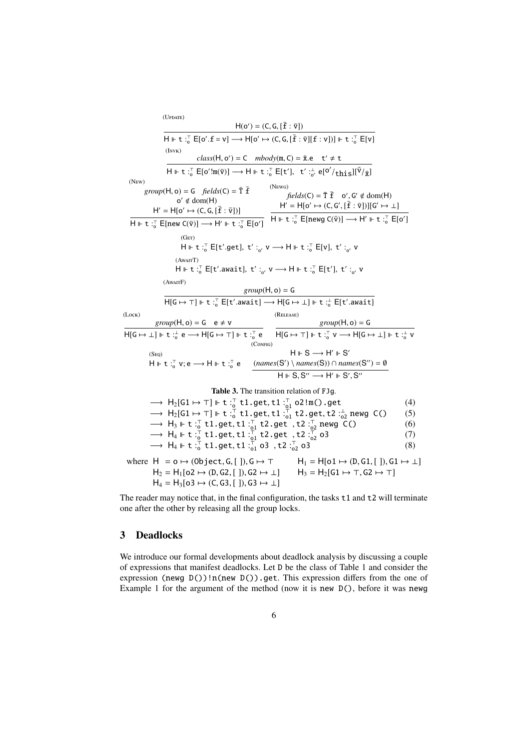(Update)

$$\frac{\mathsf{H}(\mathsf{o}') = (\mathsf{C}, \mathsf{G}, [\bar{\mathtt{f}} : \bar{\mathtt{v}}])}{\mathsf{H} \Vdash \mathtt{t} :^{\top}_{\mathsf{o}} \mathsf{E}[\mathsf{o}'.\mathtt{f} = \mathtt{v}] \longrightarrow \mathsf{H}[\mathsf{o}' \mapsto (\mathsf{C}, \mathsf{G}, [\bar{\mathtt{f}} : \bar{\mathtt{v}}][\mathtt{f} : \mathtt{v}])] \Vdash \mathtt{t} :^{\top}_{\mathsf{o}} \mathsf{E}[\mathtt{v}]}$$

(Invk)

$$\frac{\mathit{class}(\mathsf{H}, \mathsf{o}') = \mathsf{C} \quad \mathit{mbody}(\mathtt{m}, \mathsf{C}) = \bar{\mathtt{x}}.\mathtt{e} \quad \mathtt{t}' \neq \mathtt{t}}{\mathsf{H} \Vdash \mathtt{t} :^{\top}_{\mathsf{o}} \mathsf{E}[\mathsf{o}'!\mathtt{m}(\bar{\mathtt{v}})] \longrightarrow \mathsf{H} \Vdash \mathtt{t} :^{\top}_{\mathsf{o}} \mathsf{E}[\mathtt{t}'],\ \mathtt{t}' :^{\perp}_{\mathsf{o}'} \mathtt{e}[^{\mathsf{o}'}/_{\mathtt{this}}][^{\bar{\mathtt{v}}}/_{\bar{\mathtt{x}}}]}$$

(New)

$$\frac{\mathit{group}(\mathsf{H}, \mathsf{o}) = \mathsf{G} \quad \mathit{fields}(\mathsf{C}) = \bar{\mathsf{T}}\ \bar{\mathtt{f}} \quad \mathsf{o}' \notin \mathrm{dom}(\mathsf{H}) \quad \mathsf{H}' = \mathsf{H}[\mathsf{o}' \mapsto (\mathsf{C}, \mathsf{G}, [\bar{\mathtt{f}} : \bar{\mathtt{v}}])]}{\mathsf{H} \Vdash \mathtt{t} :^{\top}_{\mathsf{o}} \mathsf{E}[\mathtt{new}\ \mathsf{C}(\bar{\mathtt{v}})] \longrightarrow \mathsf{H}' \Vdash \mathtt{t} :^{\top}_{\mathsf{o}} \mathsf{E}[\mathsf{o}']}$$

(Newg)

$$\frac{\mathit{fields}(\mathsf{C}) = \bar{\mathsf{T}}\ \bar{\mathtt{f}} \quad \mathsf{o}', \mathsf{G}' \notin \mathrm{dom}(\mathsf{H}) \quad \mathsf{H}' = \mathsf{H}[\mathsf{o}' \mapsto (\mathsf{C}, \mathsf{G}', [\bar{\mathtt{f}} : \bar{\mathtt{v}}])][\mathsf{G}' \mapsto \perp]}{\mathsf{H} \Vdash \mathtt{t} :^{\top}_{\mathsf{o}} \mathsf{E}[\mathtt{newg}\ \mathsf{C}(\bar{\mathtt{v}})] \longrightarrow \mathsf{H}' \Vdash \mathtt{t} :^{\top}_{\mathsf{o}} \mathsf{E}[\mathsf{o}']}$$

(Get)

$$\mathsf{H} \Vdash \mathtt{t} :^{\top}_{\mathsf{o}} \mathsf{E}[\mathtt{t}'.\mathtt{get}],\ \mathtt{t}' :_{\mathsf{o}'} \mathtt{v} \longrightarrow \mathsf{H} \Vdash \mathtt{t} :^{\top}_{\mathsf{o}} \mathsf{E}[\mathtt{v}],\ \mathtt{t}' :_{\mathsf{o}'} \mathtt{v}$$

(AwaitT)

$$\mathsf{H} \Vdash \mathtt{t} :^{\top}_{\mathsf{o}} \mathsf{E}[\mathtt{t}'.\mathtt{await}],\ \mathtt{t}' :_{\mathsf{o}'} \mathtt{v} \longrightarrow \mathsf{H} \Vdash \mathtt{t} :^{\top}_{\mathsf{o}} \mathsf{E}[\mathtt{t}'],\ \mathtt{t}' :_{\mathsf{o}'} \mathtt{v}$$

(AwaitF)

$$\frac{\mathit{group}(\mathsf{H}, \mathsf{o}) = \mathsf{G}}{\mathsf{H}[\mathsf{G} \mapsto \top] \Vdash \mathtt{t} :^{\top}_{\mathsf{o}} \mathsf{E}[\mathtt{t}'.\mathtt{await}] \longrightarrow \mathsf{H}[\mathsf{G} \mapsto \perp] \Vdash \mathtt{t} :^{\perp}_{\mathsf{o}} \mathsf{E}[\mathtt{t}'.\mathtt{await}]}$$

(Lock)

$$\frac{\mathit{group}(\mathsf{H}, \mathsf{o}) = \mathsf{G} \quad \mathtt{e} \neq \mathtt{v}}{\mathsf{H}[\mathsf{G} \mapsto \perp] \Vdash \mathtt{t} :^{\perp}_{\mathsf{o}} \mathtt{e} \longrightarrow \mathsf{H}[\mathsf{G} \mapsto \top] \Vdash \mathtt{t} :^{\top}_{\mathsf{o}} \mathtt{e}}$$

(Release)

$$\frac{\mathit{group}(\mathsf{H}, \mathsf{o}) = \mathsf{G}}{\mathsf{H}[\mathsf{G} \mapsto \top] \Vdash \mathtt{t} :^{\top}_{\mathsf{o}} \mathtt{v} \longrightarrow \mathsf{H}[\mathsf{G} \mapsto \perp] \Vdash \mathtt{t} :^{\perp}_{\mathsf{o}} \mathtt{v}}$$

(Seq)

$$\mathsf{H} \Vdash \mathtt{t} :^{\top}_{\mathsf{o}} \mathtt{v}; \mathtt{e} \longrightarrow \mathsf{H} \Vdash \mathtt{t} :^{\top}_{\mathsf{o}} \mathtt{e}$$

(Config)

$$\frac{\mathsf{H} \Vdash \mathsf{S} \longrightarrow \mathsf{H}' \Vdash \mathsf{S}' \quad (\mathit{names}(\mathsf{S}') \setminus \mathit{names}(\mathsf{S})) \cap \mathit{names}(\mathsf{S}'') = \emptyset}{\mathsf{H} \Vdash \mathsf{S}, \mathsf{S}'' \longrightarrow \mathsf{H}' \Vdash \mathsf{S}', \mathsf{S}''}$$

**Table 3.** The transition relation of FJg.

$$
\begin{array}{lr}
\longrightarrow\ \mathsf{H}_2[\mathsf{G1} \mapsto \top] \Vdash \mathtt{t} :^{\top}_{\mathsf{o}} \mathtt{t1.get}, \mathtt{t1} :^{\top}_{\mathsf{o1}} \mathtt{o2!m().get} & (4)\\
\longrightarrow\ \mathsf{H}_2[\mathsf{G1} \mapsto \top] \Vdash \mathtt{t} :^{\top}_{\mathsf{o}} \mathtt{t1.get}, \mathtt{t1} :^{\top}_{\mathsf{o1}} \mathtt{t2.get}, \mathtt{t2} :^{\perp}_{\mathsf{o2}} \mathtt{newg\ C()} & (5)\\
\longrightarrow\ \mathsf{H}_3 \Vdash \mathtt{t} :^{\top}_{\mathsf{o}} \mathtt{t1.get}, \mathtt{t1} :^{\top}_{\mathsf{o1}} \mathtt{t2.get}\ , \mathtt{t2} :^{\top}_{\mathsf{o2}} \mathtt{newg\ C()} & (6)\\
\longrightarrow\ \mathsf{H}_4 \Vdash \mathtt{t} :^{\top}_{\mathsf{o}} \mathtt{t1.get}, \mathtt{t1} :^{\top}_{\mathsf{o1}} \mathtt{t2.get}\ , \mathtt{t2} :^{\top}_{\mathsf{o2}} \mathtt{o3} & (7)\\
\longrightarrow\ \mathsf{H}_4 \Vdash \mathtt{t} :^{\top}_{\mathsf{o}} \mathtt{t1.get}, \mathtt{t1} :^{\top}_{\mathsf{o1}} \mathtt{o3}\ , \mathtt{t2} :^{\top}_{\mathsf{o2}} \mathtt{o3} & (8)
\end{array}
$$

where $\mathsf{H} = \mathsf{o} \mapsto (\mathtt{Object}, \mathsf{G}, [\,]), \mathsf{G} \mapsto \top$ $\quad$ $\mathsf{H}_1 = \mathsf{H}[\mathtt{o1} \mapsto (\mathtt{D}, \mathsf{G1}, [\,]), \mathsf{G1} \mapsto \perp]$
$\mathsf{H}_2 = \mathsf{H}_1[\mathtt{o2} \mapsto (\mathtt{D}, \mathsf{G2}, [\,]), \mathsf{G2} \mapsto \perp]$ $\quad$ $\mathsf{H}_3 = \mathsf{H}_2[\mathsf{G1} \mapsto \top, \mathsf{G2} \mapsto \top]$
$\mathsf{H}_4 = \mathsf{H}_3[\mathtt{o3} \mapsto (\mathtt{C}, \mathsf{G3}, [\,]), \mathsf{G3} \mapsto \perp]$

The reader may notice that, in the final configuration, the tasks `t1` and `t2` will terminate one after the other by releasing all the group locks.

## 3 Deadlocks

We introduce our formal developments about deadlock analysis by discussing a couple of expressions that manifest deadlocks. Let `D` be the class of Table 1 and consider the expression `(newg D())!n(new D()).get`. This expression differs from the one of Example 1 for the argument of the method (now it is `new D()`, before it was `newg`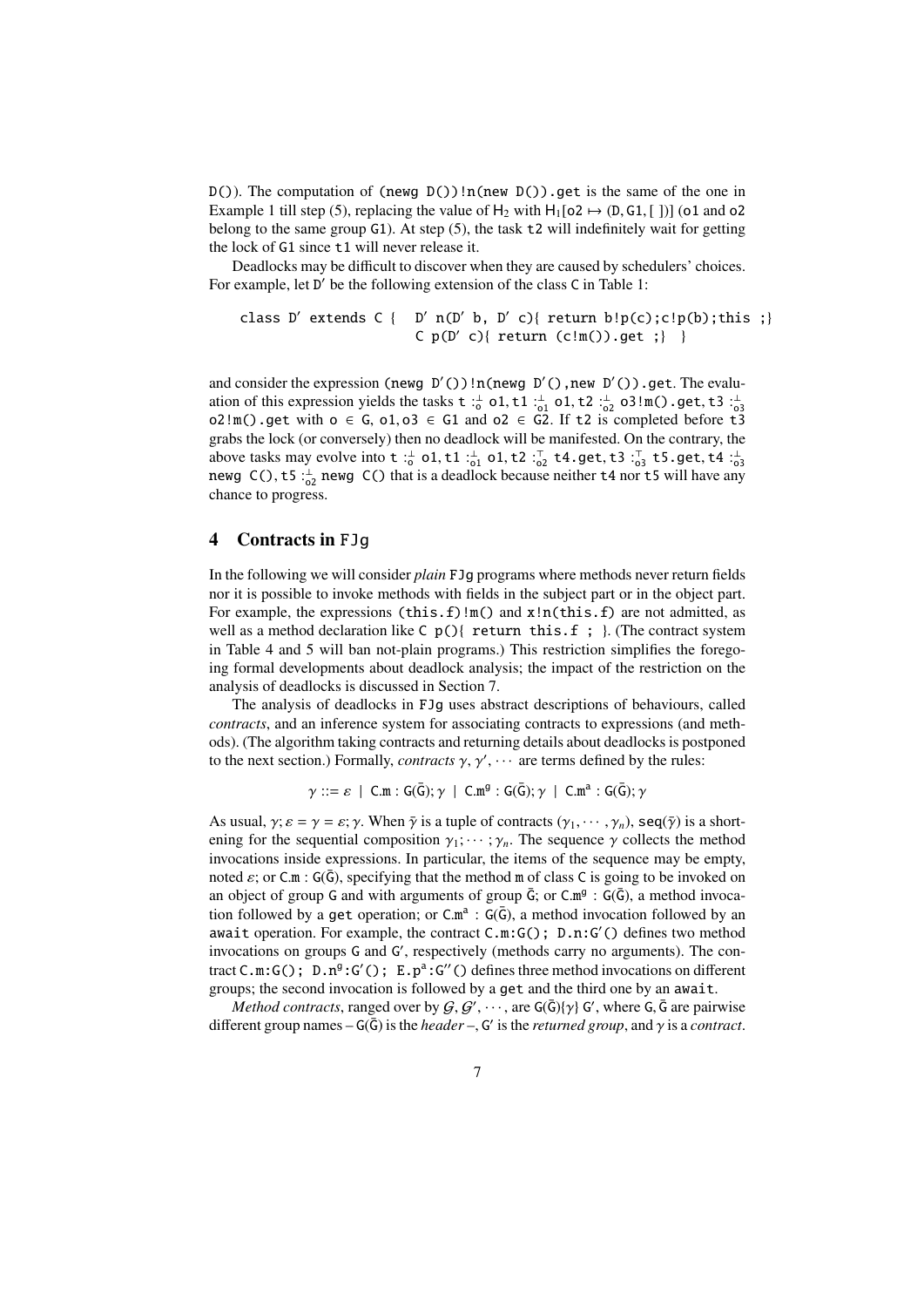D()). The computation of (newg D())!n(new D()).get is the same of the one in Example 1 till step (5), replacing the value of $H_2$ with $H_1[o2 \mapsto (D, G1, [\,])]$ (o1 and o2 belong to the same group G1). At step (5), the task t2 will indefinitely wait for getting the lock of G1 since t1 will never release it.

Deadlocks may be difficult to discover when they are caused by schedulers' choices. For example, let D′ be the following extension of the class C in Table 1:

```
class D′ extends C {  D′ n(D′ b, D′ c){ return b!p(c);c!p(b);this ;}
                      C p(D′ c){ return (c!m()).get ;} }
```

and consider the expression (newg D′())!n(newg D′(),new D′()).get. The evaluation of this expression yields the tasks $\mathtt{t} :^{\bot}_{\mathtt{o}} \mathtt{o1}, \mathtt{t1} :^{\bot}_{\mathtt{o1}} \mathtt{o1}, \mathtt{t2} :^{\bot}_{\mathtt{o2}} \mathtt{o3!m().get}, \mathtt{t3} :^{\bot}_{\mathtt{o3}} \mathtt{o2!m().get}$ with $\mathtt{o} \in \mathtt{G}$, $\mathtt{o1}, \mathtt{o3} \in \mathtt{G1}$ and $\mathtt{o2} \in \mathtt{G2}$. If t2 is completed before t3 grabs the lock (or conversely) then no deadlock will be manifested. On the contrary, the above tasks may evolve into $\mathtt{t} :^{\bot}_{\mathtt{o}} \mathtt{o1}, \mathtt{t1} :^{\bot}_{\mathtt{o1}} \mathtt{o1}, \mathtt{t2} :^{\top}_{\mathtt{o2}} \mathtt{t4.get}, \mathtt{t3} :^{\top}_{\mathtt{o3}} \mathtt{t5.get}, \mathtt{t4} :^{\bot}_{\mathtt{o3}} \mathtt{newg\ C()}, \mathtt{t5} :^{\bot}_{\mathtt{o2}} \mathtt{newg\ C()}$ that is a deadlock because neither t4 nor t5 will have any chance to progress.

## 4 Contracts in FJg

In the following we will consider *plain* FJg programs where methods never return fields nor it is possible to invoke methods with fields in the subject part or in the object part. For example, the expressions (this.f)!m() and x!n(this.f) are not admitted, as well as a method declaration like C p(){ return this.f ; }. (The contract system in Table 4 and 5 will ban not-plain programs.) This restriction simplifies the foregoing formal developments about deadlock analysis; the impact of the restriction on the analysis of deadlocks is discussed in Section 7.

The analysis of deadlocks in FJg uses abstract descriptions of behaviours, called *contracts*, and an inference system for associating contracts to expressions (and methods). (The algorithm taking contracts and returning details about deadlocks is postponed to the next section.) Formally, *contracts* $\gamma, \gamma', \cdots$ are terms defined by the rules:

$$\gamma ::= \varepsilon \;\mid\; \mathtt{C.m} : \mathtt{G}(\bar{\mathtt{G}}); \gamma \;\mid\; \mathtt{C.m}^{\mathtt{g}} : \mathtt{G}(\bar{\mathtt{G}}); \gamma \;\mid\; \mathtt{C.m}^{\mathtt{a}} : \mathtt{G}(\bar{\mathtt{G}}); \gamma$$

As usual, $\gamma; \varepsilon = \gamma = \varepsilon; \gamma$. When $\bar{\gamma}$ is a tuple of contracts $(\gamma_1, \cdots, \gamma_n)$, $\mathtt{seq}(\bar{\gamma})$ is a shortening for the sequential composition $\gamma_1; \cdots; \gamma_n$. The sequence $\gamma$ collects the method invocations inside expressions. In particular, the items of the sequence may be empty, noted $\varepsilon$; or $\mathtt{C.m} : \mathtt{G}(\bar{\mathtt{G}})$, specifying that the method m of class C is going to be invoked on an object of group G and with arguments of group $\bar{\mathtt{G}}$; or $\mathtt{C.m}^{\mathtt{g}} : \mathtt{G}(\bar{\mathtt{G}})$, a method invocation followed by a get operation; or $\mathtt{C.m}^{\mathtt{a}} : \mathtt{G}(\bar{\mathtt{G}})$, a method invocation followed by an await operation. For example, the contract C.m:G(); D.n:G′() defines two method invocations on groups G and G′, respectively (methods carry no arguments). The contract $\mathtt{C.m{:}G();\ D.n^{g}{:}G'();\ E.p^{a}{:}G''()}$ defines three method invocations on different groups; the second invocation is followed by a get and the third one by an await.

*Method contracts*, ranged over by $\mathcal{G}, \mathcal{G}', \cdots$, are $\mathtt{G}(\bar{\mathtt{G}})\{\gamma\}\ \mathtt{G}'$, where $\mathtt{G}, \bar{\mathtt{G}}$ are pairwise different group names – $\mathtt{G}(\bar{\mathtt{G}})$ is the *header* –, $\mathtt{G}'$ is the *returned group*, and $\gamma$ is a *contract*.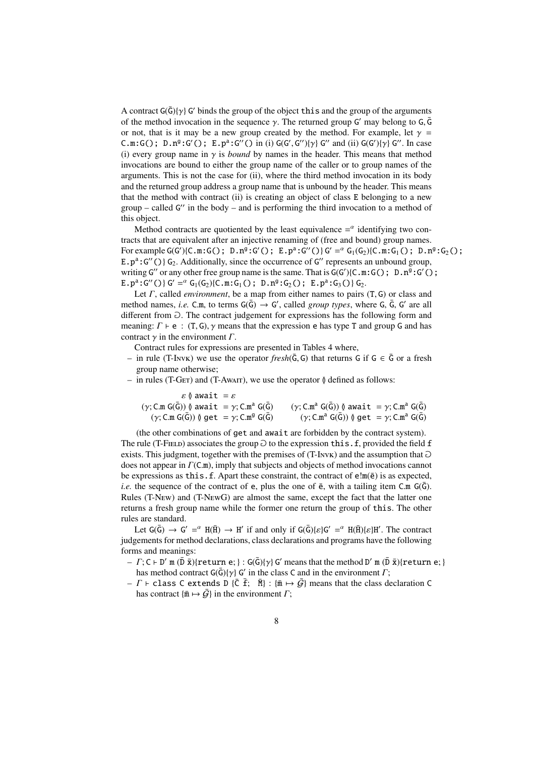A contract $\mathtt{G}(\bar{\mathtt{G}})\{\gamma\}\ \mathtt{G}'$ binds the group of the object `this` and the group of the arguments of the method invocation in the sequence $\gamma$. The returned group $\mathtt{G}'$ may belong to $\mathtt{G}, \bar{\mathtt{G}}$ or not, that is it may be a new group created by the method. For example, let $\gamma = \mathtt{C.m{:}G();\ D.n^g{:}G'();\ E.p^a{:}G''()}$ in (i) $\mathtt{G}(\mathtt{G}', \mathtt{G}'')\{\gamma\}\ \mathtt{G}''$ and (ii) $\mathtt{G}(\mathtt{G}')\{\gamma\}\ \mathtt{G}''$. In case (i) every group name in $\gamma$ is *bound* by names in the header. This means that method invocations are bound to either the group name of the caller or to group names of the arguments. This is not the case for (ii), where the third method invocation in its body and the returned group address a group name that is unbound by the header. This means that the method with contract (ii) is creating an object of class `E` belonging to a new group – called $\mathtt{G}''$ in the body – and is performing the third invocation to a method of this object.

Method contracts are quotiented by the least equivalence $=^\alpha$ identifying two contracts that are equivalent after an injective renaming of (free and bound) group names. For example $\mathtt{G}(\mathtt{G}')\{\mathtt{C.m{:}G();\ D.n^g{:}G'();\ E.p^a{:}G''()}\}\ \mathtt{G}' =^\alpha \mathtt{G}_1(\mathtt{G}_2)\{\mathtt{C.m{:}G_1();\ D.n^g{:}G_2();\ E.p^a{:}G''()}\}\ \mathtt{G}_2$. Additionally, since the occurrence of $\mathtt{G}''$ represents an unbound group, writing $\mathtt{G}''$ or any other free group name is the same. That is $\mathtt{G}(\mathtt{G}')\{\mathtt{C.m{:}G();\ D.n^g{:}G'();\ E.p^a{:}G''()}\}\ \mathtt{G}' =^\alpha \mathtt{G}_1(\mathtt{G}_2)\{\mathtt{C.m{:}G_1();\ D.n^g{:}G_2();\ E.p^a{:}G_3()}\}\ \mathtt{G}_2$.

Let $\Gamma$, called *environment*, be a map from either names to pairs $(\mathtt{T}, \mathtt{G})$ or class and method names, *i.e.* `C.m`, to terms $\mathtt{G}(\bar{\mathtt{G}}) \to \mathtt{G}'$, called *group types*, where $\mathtt{G}, \bar{\mathtt{G}}, \mathtt{G}'$ are all different from $\supset$. The contract judgement for expressions has the following form and meaning: $\Gamma \vdash \mathtt{e} : (\mathtt{T}, \mathtt{G}), \gamma$ means that the expression `e` has type `T` and group `G` and has contract $\gamma$ in the environment $\Gamma$.

Contract rules for expressions are presented in Tables 4 where,

- in rule (T-Invk) we use the operator $\mathit{fresh}(\bar{\mathtt{G}}, \mathtt{G})$ that returns `G` if $\mathtt{G} \in \bar{\mathtt{G}}$ or a fresh group name otherwise;
- in rules (T-Get) and (T-Await), we use the operator $\between$ defined as follows:

$$
\begin{array}{ll}
\varepsilon \between \mathtt{await} = \varepsilon & \\
(\gamma; \mathtt{C.m}\ \mathtt{G}(\bar{\mathtt{G}})) \between \mathtt{await} = \gamma; \mathtt{C.m^a}\ \mathtt{G}(\bar{\mathtt{G}}) & (\gamma; \mathtt{C.m^a}\ \mathtt{G}(\bar{\mathtt{G}})) \between \mathtt{await} = \gamma; \mathtt{C.m^a}\ \mathtt{G}(\bar{\mathtt{G}}) \\
(\gamma; \mathtt{C.m}\ \mathtt{G}(\bar{\mathtt{G}})) \between \mathtt{get} = \gamma; \mathtt{C.m^g}\ \mathtt{G}(\bar{\mathtt{G}}) & (\gamma; \mathtt{C.m^a}\ \mathtt{G}(\bar{\mathtt{G}})) \between \mathtt{get} = \gamma; \mathtt{C.m^a}\ \mathtt{G}(\bar{\mathtt{G}})
\end{array}
$$

(the other combinations of `get` and `await` are forbidden by the contract system). The rule (T-Field) associates the group $\supset$ to the expression `this.f`, provided the field `f` exists. This judgment, together with the premises of (T-Invk) and the assumption that $\supset$ does not appear in $\Gamma(\mathtt{C.m})$, imply that subjects and objects of method invocations cannot be expressions as `this.f`. Apart these constraint, the contract of $\mathtt{e!m}(\bar{\mathtt{e}})$ is as expected, *i.e.* the sequence of the contract of `e`, plus the one of $\bar{\mathtt{e}}$, with a tailing item $\mathtt{C.m}\ \mathtt{G}(\bar{\mathtt{G}})$. Rules (T-New) and (T-NewG) are almost the same, except the fact that the latter one returns a fresh group name while the former one return the group of `this`. The other rules are standard.

Let $\mathtt{G}(\bar{\mathtt{G}}) \to \mathtt{G}' =^\alpha \mathtt{H}(\bar{\mathtt{H}}) \to \mathtt{H}'$ if and only if $\mathtt{G}(\bar{\mathtt{G}})\{\varepsilon\}\mathtt{G}' =^\alpha \mathtt{H}(\bar{\mathtt{H}})\{\varepsilon\}\mathtt{H}'$. The contract judgements for method declarations, class declarations and programs have the following forms and meanings:

- $\Gamma; \mathtt{C} \vdash \mathtt{D'}\ \mathtt{m}\ (\bar{\mathtt{D}}\ \bar{\mathtt{x}})\{\mathtt{return}\ \mathtt{e};\} : \mathtt{G}(\bar{\mathtt{G}})\{\gamma\}\ \mathtt{G}'$ means that the method $\mathtt{D'}\ \mathtt{m}\ (\bar{\mathtt{D}}\ \bar{\mathtt{x}})\{\mathtt{return}\ \mathtt{e};\}$ has method contract $\mathtt{G}(\bar{\mathtt{G}})\{\gamma\}\ \mathtt{G}'$ in the class `C` and in the environment $\Gamma$;
- $\Gamma \vdash \mathtt{class}\ \mathtt{C}\ \mathtt{extends}\ \mathtt{D}\ \{\bar{\mathtt{C}}\ \bar{\mathtt{f}};\ \ \bar{\mathtt{M}}\} : \{\bar{\mathtt{m}} \mapsto \bar{\mathcal{G}}\}$ means that the class declaration `C` has contract $\{\bar{\mathtt{m}} \mapsto \bar{\mathcal{G}}\}$ in the environment $\Gamma$;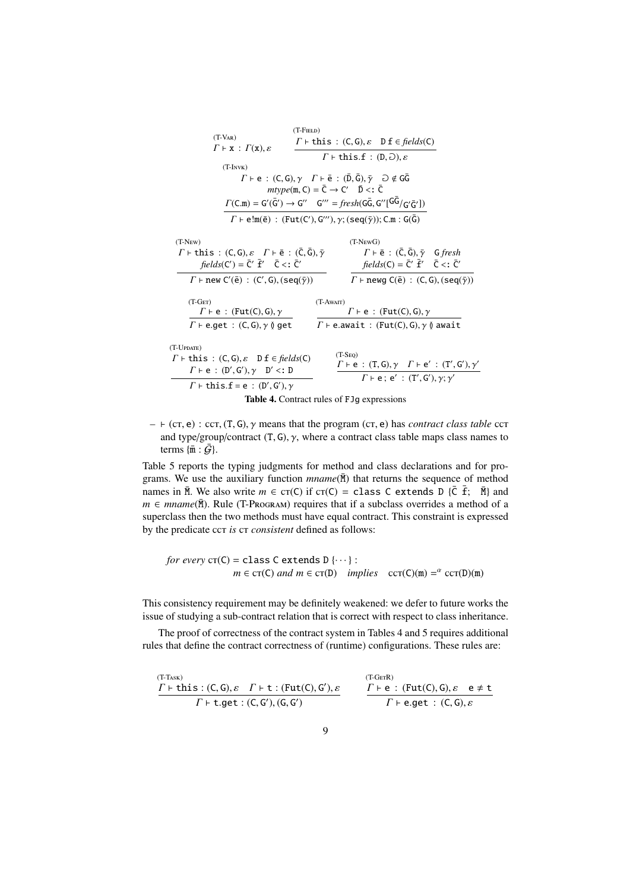$$\frac{}{\Gamma \vdash \mathtt{x} : \Gamma(\mathtt{x}), \varepsilon}\ \text{(T-Var)} \qquad \frac{\Gamma \vdash \mathtt{this} : (\mathtt{C}, \mathtt{G}), \varepsilon \quad \mathtt{D}\ \mathtt{f} \in \mathit{fields}(\mathtt{C})}{\Gamma \vdash \mathtt{this.f} : (\mathtt{D}, \supset), \varepsilon}\ \text{(T-Field)}$$

$$\frac{\begin{array}{c}\Gamma \vdash \mathtt{e} : (\mathtt{C}, \mathtt{G}), \gamma \quad \Gamma \vdash \bar{\mathtt{e}} : (\bar{\mathtt{D}}, \bar{\mathtt{G}}), \bar{\gamma} \quad \supset \notin \mathtt{G}\bar{\mathtt{G}} \\ \mathit{mtype}(\mathtt{m}, \mathtt{C}) = \bar{\mathtt{C}} \rightarrow \mathtt{C}' \quad \bar{\mathtt{D}} <: \bar{\mathtt{C}} \\ \Gamma(\mathtt{C.m}) = \mathtt{G}'(\bar{\mathtt{G}}') \rightarrow \mathtt{G}'' \quad \mathtt{G}''' = \mathit{fresh}(\mathtt{G}\bar{\mathtt{G}}, \mathtt{G}''[^{\mathtt{G}\bar{\mathtt{G}}}/_{\mathtt{G}'\bar{\mathtt{G}}'}])\end{array}}{\Gamma \vdash \mathtt{e!m}(\bar{\mathtt{e}}) : (\mathtt{Fut}(\mathtt{C}'), \mathtt{G}'''), \gamma; (\mathtt{seq}(\bar{\gamma})); \mathtt{C.m} : \mathtt{G}(\bar{\mathtt{G}})}\ \text{(T-Invk)}$$

$$\frac{\begin{array}{c}\Gamma \vdash \mathtt{this} : (\mathtt{C}, \mathtt{G}), \varepsilon \quad \Gamma \vdash \bar{\mathtt{e}} : (\bar{\mathtt{C}}, \bar{\mathtt{G}}), \bar{\gamma} \\ \mathit{fields}(\mathtt{C}') = \bar{\mathtt{C}}'\ \bar{\mathtt{f}}' \quad \bar{\mathtt{C}} <: \bar{\mathtt{C}}'\end{array}}{\Gamma \vdash \mathtt{new}\ \mathtt{C}'(\bar{\mathtt{e}}) : (\mathtt{C}', \mathtt{G}), (\mathtt{seq}(\bar{\gamma}))}\ \text{(T-New)} \qquad \frac{\begin{array}{c}\Gamma \vdash \bar{\mathtt{e}} : (\bar{\mathtt{C}}, \bar{\mathtt{G}}), \bar{\gamma} \quad \mathtt{G}\ \mathit{fresh} \\ \mathit{fields}(\mathtt{C}) = \bar{\mathtt{C}}'\ \bar{\mathtt{f}}' \quad \bar{\mathtt{C}} <: \bar{\mathtt{C}}'\end{array}}{\Gamma \vdash \mathtt{newg}\ \mathtt{C}(\bar{\mathtt{e}}) : (\mathtt{C}, \mathtt{G}), (\mathtt{seq}(\bar{\gamma}))}\ \text{(T-NewG)}$$

$$\frac{\Gamma \vdash \mathtt{e} : (\mathtt{Fut}(\mathtt{C}), \mathtt{G}), \gamma}{\Gamma \vdash \mathtt{e.get} : (\mathtt{C}, \mathtt{G}), \gamma \between \mathtt{get}}\ \text{(T-Get)} \qquad \frac{\Gamma \vdash \mathtt{e} : (\mathtt{Fut}(\mathtt{C}), \mathtt{G}), \gamma}{\Gamma \vdash \mathtt{e.await} : (\mathtt{Fut}(\mathtt{C}), \mathtt{G}), \gamma \between \mathtt{await}}\ \text{(T-Await)}$$

$$\frac{\begin{array}{c}\Gamma \vdash \mathtt{this} : (\mathtt{C}, \mathtt{G}), \varepsilon \quad \mathtt{D}\ \mathtt{f} \in \mathit{fields}(\mathtt{C}) \\ \Gamma \vdash \mathtt{e} : (\mathtt{D}', \mathtt{G}'), \gamma \quad \mathtt{D}' <: \mathtt{D}\end{array}}{\Gamma \vdash \mathtt{this.f} = \mathtt{e} : (\mathtt{D}', \mathtt{G}'), \gamma}\ \text{(T-Update)} \qquad \frac{\Gamma \vdash \mathtt{e} : (\mathtt{T}, \mathtt{G}), \gamma \quad \Gamma \vdash \mathtt{e}' : (\mathtt{T}', \mathtt{G}'), \gamma'}{\Gamma \vdash \mathtt{e}\,;\, \mathtt{e}' : (\mathtt{T}', \mathtt{G}'), \gamma; \gamma'}\ \text{(T-Seq)}$$

**Table 4.** Contract rules of FJg expressions

– $\vdash (\text{CT}, \mathtt{e}) : \text{CCT}, (\mathtt{T}, \mathtt{G}), \gamma$ means that the program $(\text{CT}, \mathtt{e})$ has *contract class table* CCT and type/group/contract $(\mathtt{T}, \mathtt{G}), \gamma$, where a contract class table maps class names to terms $\{\bar{\mathtt{m}} : \bar{\mathcal{G}}\}$.

Table 5 reports the typing judgments for method and class declarations and for programs. We use the auxiliary function $\mathit{mname}(\bar{\mathtt{M}})$ that returns the sequence of method names in $\bar{\mathtt{M}}$. We also write $m \in \text{CT}(\mathtt{C})$ if $\text{CT}(\mathtt{C}) = \mathtt{class\ C\ extends\ D}\ \{\bar{\mathtt{C}}\ \bar{\mathtt{f}};\ \ \bar{\mathtt{M}}\}$ and $m \in \mathit{mname}(\bar{\mathtt{M}})$. Rule (T-Program) requires that if a subclass overrides a method of a superclass then the two methods must have equal contract. This constraint is expressed by the predicate CCT *is* CT *consistent* defined as follows:

$$\begin{array}{l}\textit{for every } \text{CT}(\mathtt{C}) = \mathtt{class\ C\ extends\ D}\ \{\cdots\} : \\ \qquad\qquad m \in \text{CT}(\mathtt{C}) \textit{ and } m \in \text{CT}(\mathtt{D}) \quad \textit{implies} \quad \text{CCT}(\mathtt{C})(\mathtt{m}) =^{\alpha} \text{CCT}(\mathtt{D})(\mathtt{m})\end{array}$$

This consistency requirement may be definitely weakened: we defer to future works the issue of studying a sub-contract relation that is correct with respect to class inheritance.

The proof of correctness of the contract system in Tables 4 and 5 requires additional rules that define the contract correctness of (runtime) configurations. These rules are:

$$\frac{\Gamma \vdash \mathtt{this} : (\mathtt{C}, \mathtt{G}), \varepsilon \quad \Gamma \vdash \mathtt{t} : (\mathtt{Fut}(\mathtt{C}), \mathtt{G}'), \varepsilon}{\Gamma \vdash \mathtt{t.get} : (\mathtt{C}, \mathtt{G}'), (\mathtt{G}, \mathtt{G}')}\ \text{(T-Task)} \qquad \frac{\Gamma \vdash \mathtt{e} : (\mathtt{Fut}(\mathtt{C}), \mathtt{G}), \varepsilon \quad \mathtt{e} \neq \mathtt{t}}{\Gamma \vdash \mathtt{e.get} : (\mathtt{C}, \mathtt{G}), \varepsilon}\ \text{(T-GetR)}$$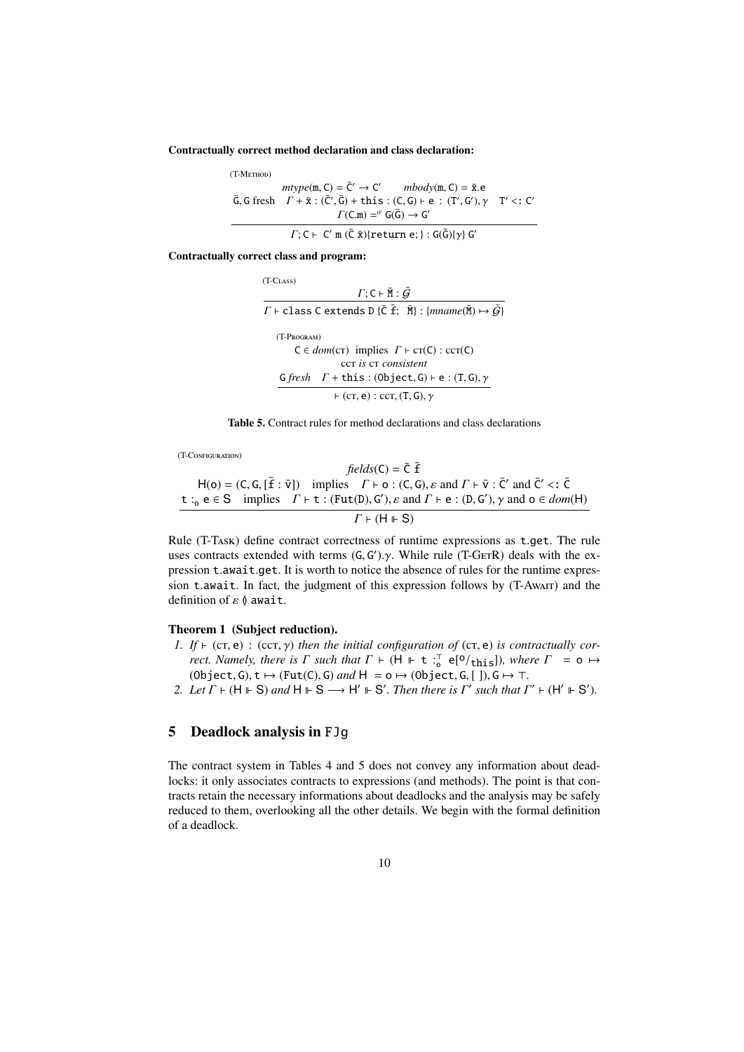**Contractually correct method declaration and class declaration:**

(T-Method)

$$\frac{\begin{array}{c} mtype(\mathtt{m},\mathtt{C}) = \bar{\mathtt{C}}' \rightarrow \mathtt{C}' \qquad mbody(\mathtt{m},\mathtt{C}) = \bar{\mathtt{x}}.\mathtt{e} \\ \bar{\mathtt{G}}, \mathtt{G} \text{ fresh} \quad \Gamma + \bar{\mathtt{x}} : (\bar{\mathtt{C}}', \bar{\mathtt{G}}) + \mathtt{this} : (\mathtt{C}, \mathtt{G}) \vdash \mathtt{e} : (\mathtt{T}', \mathtt{G}'), \gamma \quad \mathtt{T}' <: \mathtt{C}' \\ \Gamma(\mathtt{C.m}) =^{\alpha} \mathtt{G}(\bar{\mathtt{G}}) \rightarrow \mathtt{G}' \end{array}}{\Gamma; \mathtt{C} \vdash \mathtt{C}' \ \mathtt{m}\ (\bar{\mathtt{C}}\ \bar{\mathtt{x}})\{\mathtt{return}\ \mathtt{e};\} : \mathtt{G}(\bar{\mathtt{G}})\{\gamma\}\ \mathtt{G}'}$$

**Contractually correct class and program:**

(T-Class)

$$\frac{\Gamma; \mathtt{C} \vdash \bar{\mathtt{M}} : \bar{\mathcal{G}}}{\Gamma \vdash \mathtt{class}\ \mathtt{C}\ \mathtt{extends}\ \mathtt{D}\ \{\bar{\mathtt{C}}\ \bar{\mathtt{f}};\ \ \bar{\mathtt{M}}\} : \{mname(\bar{\mathtt{M}}) \mapsto \bar{\mathcal{G}}\}}$$

(T-Program)

$$\frac{\begin{array}{c} \mathtt{C} \in dom(\textsc{ct}) \text{ implies } \Gamma \vdash \textsc{ct}(\mathtt{C}) : \textsc{cct}(\mathtt{C}) \\ \textsc{cct} \textit{ is } \textsc{ct} \textit{ consistent} \\ \mathtt{G}\ \textit{fresh} \quad \Gamma + \mathtt{this} : (\mathtt{Object}, \mathtt{G}) \vdash \mathtt{e} : (\mathtt{T}, \mathtt{G}), \gamma \end{array}}{\vdash (\textsc{ct}, \mathtt{e}) : \textsc{cct}, (\mathtt{T}, \mathtt{G}), \gamma}$$

**Table 5.** Contract rules for method declarations and class declarations

(T-Configuration)

$$\frac{\begin{array}{c} fields(\mathtt{C}) = \bar{\mathtt{C}}\ \bar{\mathtt{f}} \\ \mathsf{H}(\mathtt{o}) = (\mathtt{C}, \mathtt{G}, [\bar{\mathtt{f}} : \bar{\mathtt{v}}]) \quad \text{implies} \quad \Gamma \vdash \mathtt{o} : (\mathtt{C}, \mathtt{G}), \varepsilon \text{ and } \Gamma \vdash \bar{\mathtt{v}} : \bar{\mathtt{C}}' \text{ and } \bar{\mathtt{C}}' <: \bar{\mathtt{C}} \\ \mathtt{t} :_{\mathtt{o}} \mathtt{e} \in \mathsf{S} \quad \text{implies} \quad \Gamma \vdash \mathtt{t} : (\mathtt{Fut}(\mathtt{D}), \mathtt{G}'), \varepsilon \text{ and } \Gamma \vdash \mathtt{e} : (\mathtt{D}, \mathtt{G}'), \gamma \text{ and } \mathtt{o} \in dom(\mathsf{H}) \end{array}}{\Gamma \vdash (\mathsf{H} \Vdash \mathsf{S})}$$

Rule (T-Task) define contract correctness of runtime expressions as t.get. The rule uses contracts extended with terms $(\mathtt{G}, \mathtt{G}').\gamma$. While rule (T-GetR) deals with the expression t.await.get. It is worth to notice the absence of rules for the runtime expression t.await. In fact, the judgment of this expression follows by (T-Await) and the definition of $\varepsilon \between \mathtt{await}$.

**Theorem 1 (Subject reduction).**

*1. If* $\vdash (\textsc{ct}, \mathtt{e}) : (\textsc{cct}, \gamma)$ *then the initial configuration of* $(\textsc{ct}, \mathtt{e})$ *is contractually correct. Namely, there is* $\Gamma$ *such that* $\Gamma \vdash (\mathsf{H} \Vdash \mathtt{t} :_{\mathtt{o}}^{\top} \mathtt{e}[^{\mathtt{o}}/_{\mathtt{this}}])$*, where* $\Gamma = \mathtt{o} \mapsto (\mathtt{Object}, \mathtt{G}), \mathtt{t} \mapsto (\mathtt{Fut}(\mathtt{C}), \mathtt{G})$ *and* $\mathsf{H} = \mathtt{o} \mapsto (\mathtt{Object}, \mathtt{G}, [\,]), \mathtt{G} \mapsto \top$.

*2. Let* $\Gamma \vdash (\mathsf{H} \Vdash \mathsf{S})$ *and* $\mathsf{H} \Vdash \mathsf{S} \longrightarrow \mathsf{H}' \Vdash \mathsf{S}'$*. Then there is* $\Gamma'$ *such that* $\Gamma' \vdash (\mathsf{H}' \Vdash \mathsf{S}')$.

## 5 Deadlock analysis in FJg

The contract system in Tables 4 and 5 does not convey any information about deadlocks: it only associates contracts to expressions (and methods). The point is that contracts retain the necessary informations about deadlocks and the analysis may be safely reduced to them, overlooking all the other details. We begin with the formal definition of a deadlock.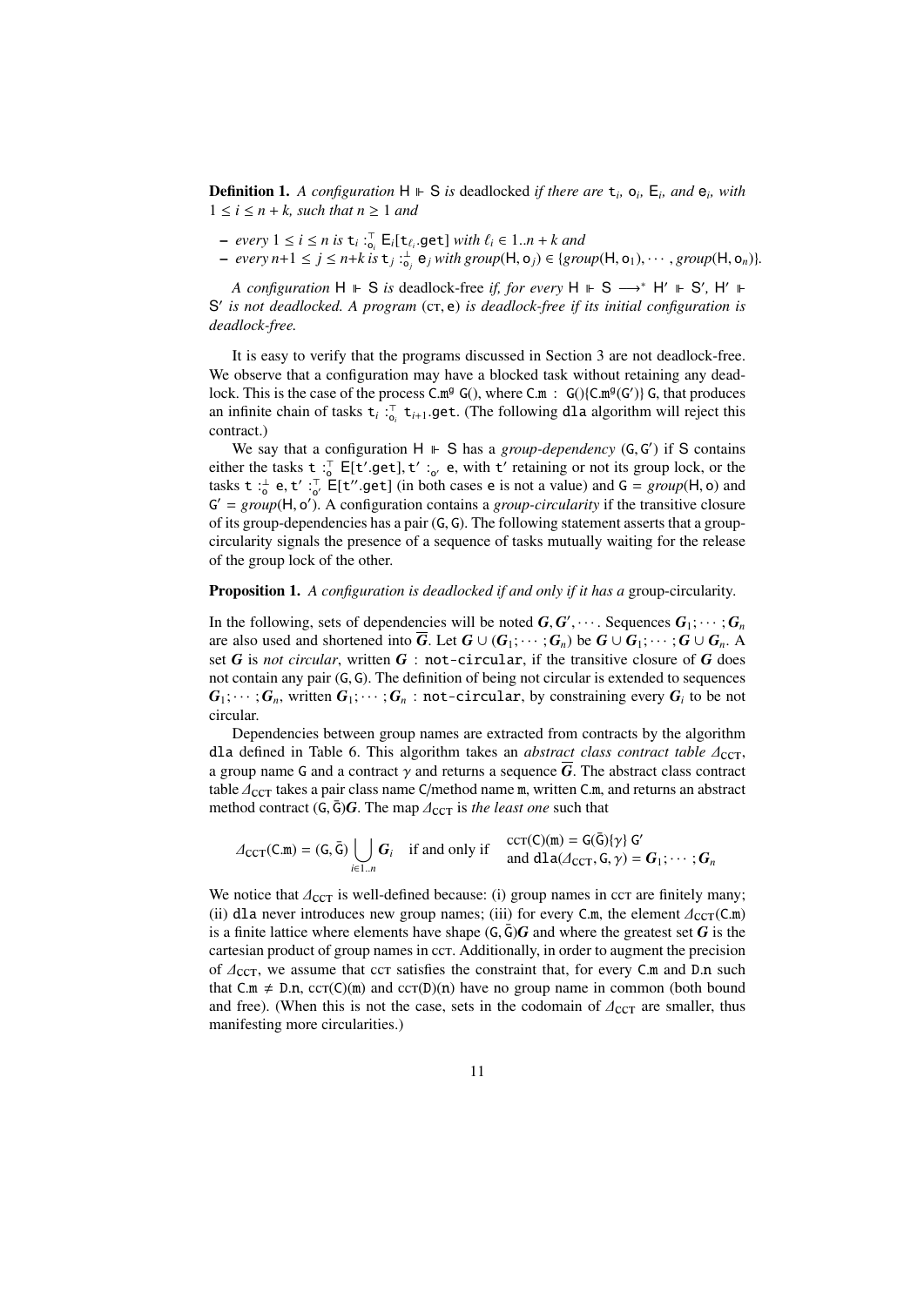**Definition 1.** *A configuration* $\mathsf{H} \Vdash \mathsf{S}$ *is* deadlocked *if there are* $\mathtt{t}_i$*,* $\mathsf{o}_i$*,* $\mathsf{E}_i$*, and* $\mathsf{e}_i$*, with* $1 \leq i \leq n + k$*, such that* $n \geq 1$ *and*

- *every* $1 \leq i \leq n$ *is* $\mathtt{t}_i :^{\top}_{\mathsf{o}_i} \mathsf{E}_i[\mathtt{t}_{\ell_i}.\mathtt{get}]$ *with* $\ell_i \in 1..n + k$ *and*
- *every* $n{+}1 \leq j \leq n{+}k$ *is* $\mathtt{t}_j :^{\perp}_{\mathsf{o}_j} \mathsf{e}_j$ *with* $group(\mathsf{H}, \mathsf{o}_j) \in \{group(\mathsf{H}, \mathsf{o}_1), \cdots, group(\mathsf{H}, \mathsf{o}_n)\}$*.*

*A configuration* $\mathsf{H} \Vdash \mathsf{S}$ *is* deadlock-free *if, for every* $\mathsf{H} \Vdash \mathsf{S} \longrightarrow^* \mathsf{H}' \Vdash \mathsf{S}'$*,* $\mathsf{H}' \Vdash \mathsf{S}'$ *is not deadlocked. A program* $(\textsc{ct}, \mathsf{e})$ *is deadlock-free if its initial configuration is deadlock-free.*

It is easy to verify that the programs discussed in Section 3 are not deadlock-free. We observe that a configuration may have a blocked task without retaining any deadlock. This is the case of the process $\mathtt{C.m}^{\mathtt{g}}\ \mathtt{G}()$, where $\mathtt{C.m} : \mathtt{G}()\{\mathtt{C.m}^{\mathtt{g}}(\mathtt{G}')\}\ \mathtt{G}$, that produces an infinite chain of tasks $\mathtt{t}_i :^{\top}_{\mathsf{o}_i} \mathtt{t}_{i+1}.\mathtt{get}$. (The following dla algorithm will reject this contract.)

We say that a configuration $\mathsf{H} \Vdash \mathsf{S}$ has a *group-dependency* $(\mathtt{G}, \mathtt{G}')$ if $\mathsf{S}$ contains either the tasks $\mathtt{t} :^{\top}_{\mathsf{o}} \mathsf{E}[\mathtt{t}'.\mathtt{get}], \mathtt{t}' :_{\mathsf{o}'} \mathsf{e}$, with $\mathtt{t}'$ retaining or not its group lock, or the tasks $\mathtt{t} :^{\perp}_{\mathsf{o}} \mathsf{e}, \mathtt{t}' :^{\top}_{\mathsf{o}'} \mathsf{E}[\mathtt{t}''.\mathtt{get}]$ (in both cases $\mathsf{e}$ is not a value) and $\mathtt{G} = group(\mathsf{H}, \mathsf{o})$ and $\mathtt{G}' = group(\mathsf{H}, \mathsf{o}')$. A configuration contains a *group-circularity* if the transitive closure of its group-dependencies has a pair $(\mathtt{G}, \mathtt{G})$. The following statement asserts that a group-circularity signals the presence of a sequence of tasks mutually waiting for the release of the group lock of the other.

**Proposition 1.** *A configuration is deadlocked if and only if it has a* group-circularity*.*

In the following, sets of dependencies will be noted $\boldsymbol{G}, \boldsymbol{G}', \cdots$. Sequences $\boldsymbol{G}_1; \cdots; \boldsymbol{G}_n$ are also used and shortened into $\overline{\boldsymbol{G}}$. Let $\boldsymbol{G} \cup (\boldsymbol{G}_1; \cdots; \boldsymbol{G}_n)$ be $\boldsymbol{G} \cup \boldsymbol{G}_1; \cdots; \boldsymbol{G} \cup \boldsymbol{G}_n$. A set $\boldsymbol{G}$ is *not circular*, written $\boldsymbol{G} : \mathtt{not\text{-}circular}$, if the transitive closure of $\boldsymbol{G}$ does not contain any pair $(\mathtt{G}, \mathtt{G})$. The definition of being not circular is extended to sequences $\boldsymbol{G}_1; \cdots; \boldsymbol{G}_n$, written $\boldsymbol{G}_1; \cdots; \boldsymbol{G}_n : \mathtt{not\text{-}circular}$, by constraining every $\boldsymbol{G}_i$ to be not circular.

Dependencies between group names are extracted from contracts by the algorithm dla defined in Table 6. This algorithm takes an *abstract class contract table* $\Delta_{\text{CCT}}$, a group name $\mathtt{G}$ and a contract $\gamma$ and returns a sequence $\overline{\boldsymbol{G}}$. The abstract class contract table $\Delta_{\text{CCT}}$ takes a pair class name $\mathtt{C}$/method name $\mathtt{m}$, written $\mathtt{C.m}$, and returns an abstract method contract $(\mathtt{G}, \bar{\mathtt{G}})\boldsymbol{G}$. The map $\Delta_{\text{CCT}}$ is *the least one* such that

$$\Delta_{\text{CCT}}(\mathtt{C.m}) = (\mathtt{G}, \bar{\mathtt{G}}) \bigcup_{i \in 1..n} \boldsymbol{G}_i \quad \text{if and only if} \quad \begin{array}{l} \textsc{cct}(\mathtt{C})(\mathtt{m}) = \mathtt{G}(\bar{\mathtt{G}})\{\gamma\}\ \mathtt{G}' \\ \text{and } \mathtt{dla}(\Delta_{\text{CCT}}, \mathtt{G}, \gamma) = \boldsymbol{G}_1; \cdots; \boldsymbol{G}_n \end{array}$$

We notice that $\Delta_{\text{CCT}}$ is well-defined because: (i) group names in $\textsc{cct}$ are finitely many; (ii) dla never introduces new group names; (iii) for every $\mathtt{C.m}$, the element $\Delta_{\text{CCT}}(\mathtt{C.m})$ is a finite lattice where elements have shape $(\mathtt{G}, \bar{\mathtt{G}})\boldsymbol{G}$ and where the greatest set $\boldsymbol{G}$ is the cartesian product of group names in $\textsc{cct}$. Additionally, in order to augment the precision of $\Delta_{\text{CCT}}$, we assume that $\textsc{cct}$ satisfies the constraint that, for every $\mathtt{C.m}$ and $\mathtt{D.n}$ such that $\mathtt{C.m} \neq \mathtt{D.n}$, $\textsc{cct}(\mathtt{C})(\mathtt{m})$ and $\textsc{cct}(\mathtt{D})(\mathtt{n})$ have no group name in common (both bound and free). (When this is not the case, sets in the codomain of $\Delta_{\text{CCT}}$ are smaller, thus manifesting more circularities.)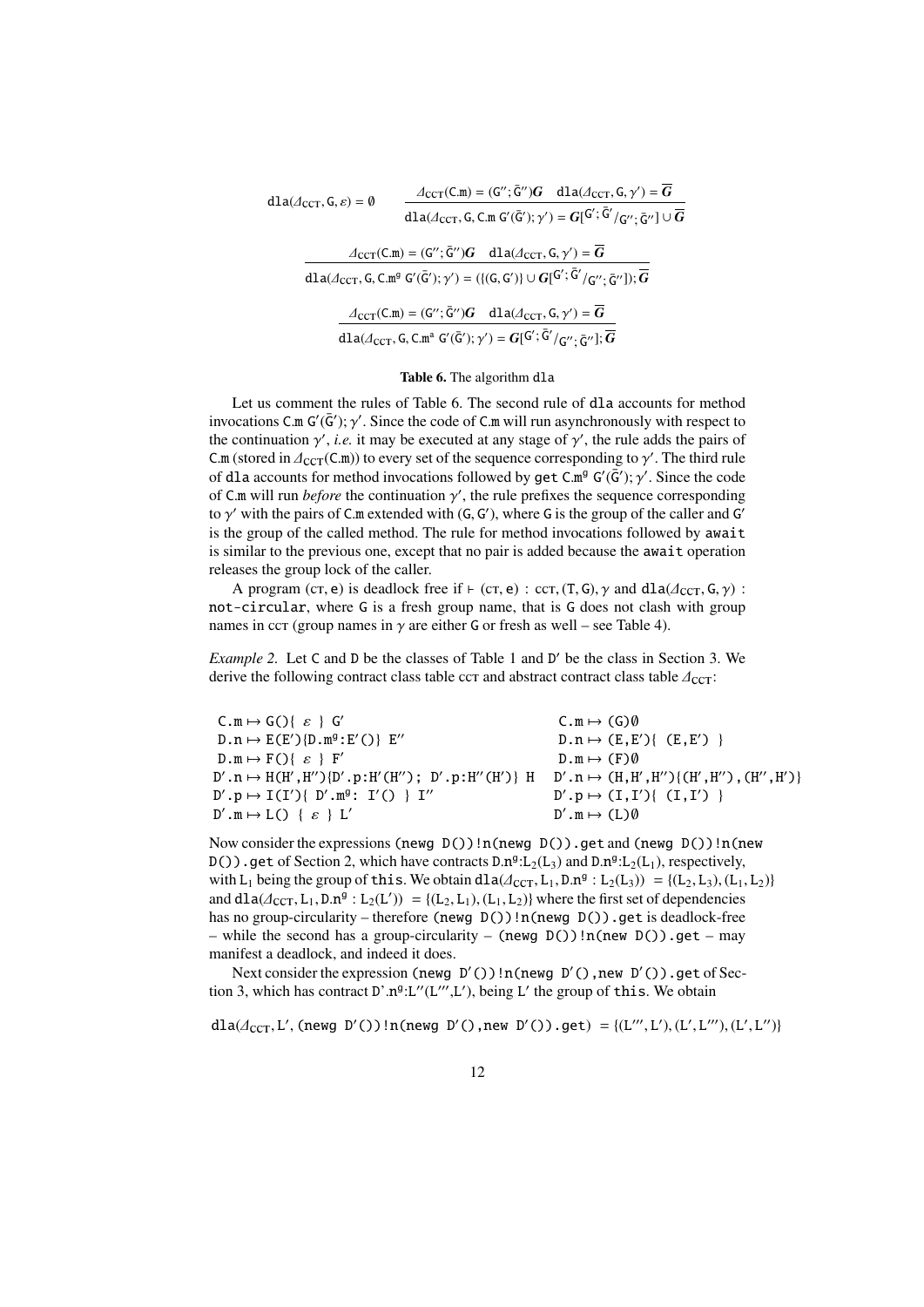$$\mathtt{dla}(\Delta_{\mathrm{CCT}}, \mathtt{G}, \varepsilon) = \emptyset \qquad \frac{\Delta_{\mathrm{CCT}}(\mathtt{C.m}) = (\mathtt{G}''; \bar{\mathtt{G}}'')\boldsymbol{G} \quad \mathtt{dla}(\Delta_{\mathrm{CCT}}, \mathtt{G}, \gamma') = \overline{\boldsymbol{G}}}{\mathtt{dla}(\Delta_{\mathrm{CCT}}, \mathtt{G}, \mathtt{C.m}\ \mathtt{G}'(\bar{\mathtt{G}}'); \gamma') = \boldsymbol{G}[^{\mathtt{G}'; \bar{\mathtt{G}}'}/_{\mathtt{G}''; \bar{\mathtt{G}}''}] \cup \overline{\boldsymbol{G}}}$$

$$\frac{\Delta_{\mathrm{CCT}}(\mathtt{C.m}) = (\mathtt{G}''; \bar{\mathtt{G}}'')\boldsymbol{G} \quad \mathtt{dla}(\Delta_{\mathrm{CCT}}, \mathtt{G}, \gamma') = \overline{\boldsymbol{G}}}{\mathtt{dla}(\Delta_{\mathrm{CCT}}, \mathtt{G}, \mathtt{C.m}^{\mathtt{g}}\ \mathtt{G}'(\bar{\mathtt{G}}'); \gamma') = (\{(\mathtt{G}, \mathtt{G}')\} \cup \boldsymbol{G}[^{\mathtt{G}'; \bar{\mathtt{G}}'}/_{\mathtt{G}''; \bar{\mathtt{G}}''}]); \overline{\boldsymbol{G}}}$$

$$\frac{\Delta_{\mathrm{CCT}}(\mathtt{C.m}) = (\mathtt{G}''; \bar{\mathtt{G}}'')\boldsymbol{G} \quad \mathtt{dla}(\Delta_{\mathrm{CCT}}, \mathtt{G}, \gamma') = \overline{\boldsymbol{G}}}{\mathtt{dla}(\Delta_{\mathrm{CCT}}, \mathtt{G}, \mathtt{C.m}^{\mathtt{a}}\ \mathtt{G}'(\bar{\mathtt{G}}'); \gamma') = \boldsymbol{G}[^{\mathtt{G}'; \bar{\mathtt{G}}'}/_{\mathtt{G}''; \bar{\mathtt{G}}''}]; \overline{\boldsymbol{G}}}$$

**Table 6.** The algorithm dla

Let us comment the rules of Table 6. The second rule of dla accounts for method invocations $\mathtt{C.m}\ \mathtt{G}'(\bar{\mathtt{G}}'); \gamma'$. Since the code of C.m will run asynchronously with respect to the continuation $\gamma'$, *i.e.* it may be executed at any stage of $\gamma'$, the rule adds the pairs of C.m (stored in $\Delta_{\mathrm{CCT}}(\mathtt{C.m})$) to every set of the sequence corresponding to $\gamma'$. The third rule of dla accounts for method invocations followed by get $\mathtt{C.m}^{\mathtt{g}}\ \mathtt{G}'(\bar{\mathtt{G}}'); \gamma'$. Since the code of C.m will run *before* the continuation $\gamma'$, the rule prefixes the sequence corresponding to $\gamma'$ with the pairs of C.m extended with $(\mathtt{G}, \mathtt{G}')$, where G is the group of the caller and G′ is the group of the called method. The rule for method invocations followed by await is similar to the previous one, except that no pair is added because the await operation releases the group lock of the caller.

A program (ct, e) is deadlock free if $\vdash (\mathrm{ct}, \mathtt{e}) : \mathrm{cct}, (\mathtt{T}, \mathtt{G}), \gamma$ and $\mathtt{dla}(\Delta_{\mathrm{CCT}}, \mathtt{G}, \gamma)$ : not-circular, where G is a fresh group name, that is G does not clash with group names in cct (group names in $\gamma$ are either G or fresh as well – see Table 4).

*Example 2.* Let C and D be the classes of Table 1 and D′ be the class in Section 3. We derive the following contract class table cct and abstract contract class table $\Delta_{\mathrm{CCT}}$:

```
 C.m ↦ G(){ ε } G'                                C.m ↦ (G)∅
 D.n ↦ E(E'){D.mᵍ:E'()} E''                        D.n ↦ (E,E'){ (E,E') }
 D.m ↦ F(){ ε } F'                                 D.m ↦ (F)∅
D'.n ↦ H(H',H''){D'.p:H'(H''); D'.p:H''(H')} H   D'.n ↦ (H,H',H''){(H',H''),(H'',H')}
D'.p ↦ I(I'){ D'.mᵍ: I'() } I''                   D'.p ↦ (I,I'){ (I,I') }
D'.m ↦ L() { ε } L'                               D'.m ↦ (L)∅
```

Now consider the expressions (newg D())!n(newg D()).get and (newg D())!n(new D()).get of Section 2, which have contracts $\mathtt{D.n}^{\mathtt{g}}{:}\mathtt{L}_2(\mathtt{L}_3)$ and $\mathtt{D.n}^{\mathtt{g}}{:}\mathtt{L}_2(\mathtt{L}_1)$, respectively, with $\mathtt{L}_1$ being the group of this. We obtain $\mathtt{dla}(\Delta_{\mathrm{CCT}}, \mathtt{L}_1, \mathtt{D.n}^{\mathtt{g}} : \mathtt{L}_2(\mathtt{L}_3)) = \{(\mathtt{L}_2, \mathtt{L}_3), (\mathtt{L}_1, \mathtt{L}_2)\}$ and $\mathtt{dla}(\Delta_{\mathrm{CCT}}, \mathtt{L}_1, \mathtt{D.n}^{\mathtt{g}} : \mathtt{L}_2(\mathtt{L}')) = \{(\mathtt{L}_2, \mathtt{L}_1), (\mathtt{L}_1, \mathtt{L}_2)\}$ where the first set of dependencies has no group-circularity – therefore (newg D())!n(newg D()).get is deadlock-free – while the second has a group-circularity – (newg D())!n(new D()).get – may manifest a deadlock, and indeed it does.

Next consider the expression (newg D′())!n(newg D′(),new D′()).get of Section 3, which has contract $\mathtt{D'.n}^{\mathtt{g}}{:}\mathtt{L}''(\mathtt{L}''',\mathtt{L}')$, being L′ the group of this. We obtain

$$\mathtt{dla}(\Delta_{\mathrm{CCT}}, \mathtt{L}', \mathtt{(newg\ D'())!n(newg\ D'(),new\ D'()).get}) = \{(\mathtt{L}''', \mathtt{L}'), (\mathtt{L}', \mathtt{L}'''), (\mathtt{L}', \mathtt{L}'')\}$$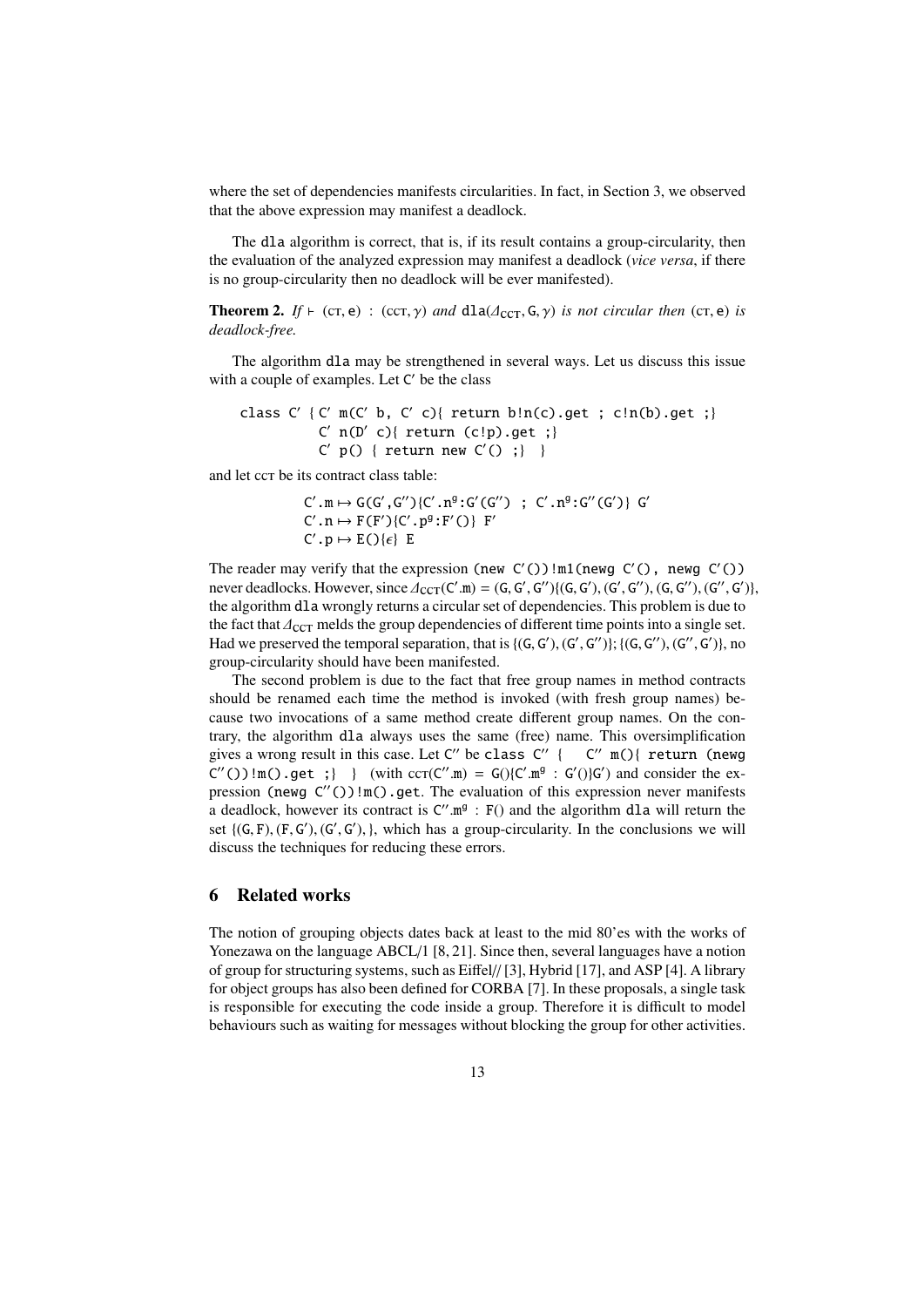where the set of dependencies manifests circularities. In fact, in Section 3, we observed that the above expression may manifest a deadlock.

The dla algorithm is correct, that is, if its result contains a group-circularity, then the evaluation of the analyzed expression may manifest a deadlock (*vice versa*, if there is no group-circularity then no deadlock will be ever manifested).

**Theorem 2.** *If* $\vdash$ (CT, e) : (CCT, $\gamma$) *and* dla($\Delta_{\text{CCT}}$, G, $\gamma$) *is not circular then* (CT, e) *is deadlock-free.*

The algorithm dla may be strengthened in several ways. Let us discuss this issue with a couple of examples. Let C′ be the class

```
class C′ { C′ m(C′ b, C′ c){ return b!n(c).get ; c!n(b).get ;}
           C′ n(D′ c){ return (c!p).get ;}
           C′ p() { return new C′() ;}  }
```

and let CCT be its contract class table:

$$
\begin{aligned}
&\mathtt{C'.m} \mapsto \mathtt{G(G',G'')\{C'.n^g{:}G'(G'')\ ;\ C'.n^g{:}G''(G')\}\ G'}\\
&\mathtt{C'.n} \mapsto \mathtt{F(F')\{C'.p^g{:}F'()\}\ F'}\\
&\mathtt{C'.p} \mapsto \mathtt{E()\{\epsilon\}\ E}
\end{aligned}
$$

The reader may verify that the expression (new C′())!m1(newg C′(), newg C′()) never deadlocks. However, since $\Delta_{\text{CCT}}(\mathtt{C'.m}) = (\mathtt{G}, \mathtt{G'}, \mathtt{G''})\{(\mathtt{G}, \mathtt{G'}), (\mathtt{G'}, \mathtt{G''}), (\mathtt{G}, \mathtt{G''}), (\mathtt{G''}, \mathtt{G'})\}$, the algorithm dla wrongly returns a circular set of dependencies. This problem is due to the fact that $\Delta_{\text{CCT}}$ melds the group dependencies of different time points into a single set. Had we preserved the temporal separation, that is $\{(\mathtt{G}, \mathtt{G'}), (\mathtt{G'}, \mathtt{G''})\}; \{(\mathtt{G}, \mathtt{G''}), (\mathtt{G''}, \mathtt{G'})\}$, no group-circularity should have been manifested.

The second problem is due to the fact that free group names in method contracts should be renamed each time the method is invoked (with fresh group names) because two invocations of a same method create different group names. On the contrary, the algorithm dla always uses the same (free) name. This oversimplification gives a wrong result in this case. Let C″ be class C″ { C″ m(){ return (newg C″())!m().get ;} } (with $\text{CCT}(\mathtt{C''.m}) = \mathtt{G()\{C'.m^g : G'()\}G'}$) and consider the expression (newg C″())!m().get. The evaluation of this expression never manifests a deadlock, however its contract is $\mathtt{C''.m^g : F()}$ and the algorithm dla will return the set $\{(\mathtt{G}, \mathtt{F}), (\mathtt{F}, \mathtt{G'}), (\mathtt{G'}, \mathtt{G'}),\}$, which has a group-circularity. In the conclusions we will discuss the techniques for reducing these errors.

## 6 Related works

The notion of grouping objects dates back at least to the mid 80'es with the works of Yonezawa on the language ABCL/1 [8, 21]. Since then, several languages have a notion of group for structuring systems, such as Eiffel// [3], Hybrid [17], and ASP [4]. A library for object groups has also been defined for CORBA [7]. In these proposals, a single task is responsible for executing the code inside a group. Therefore it is difficult to model behaviours such as waiting for messages without blocking the group for other activities.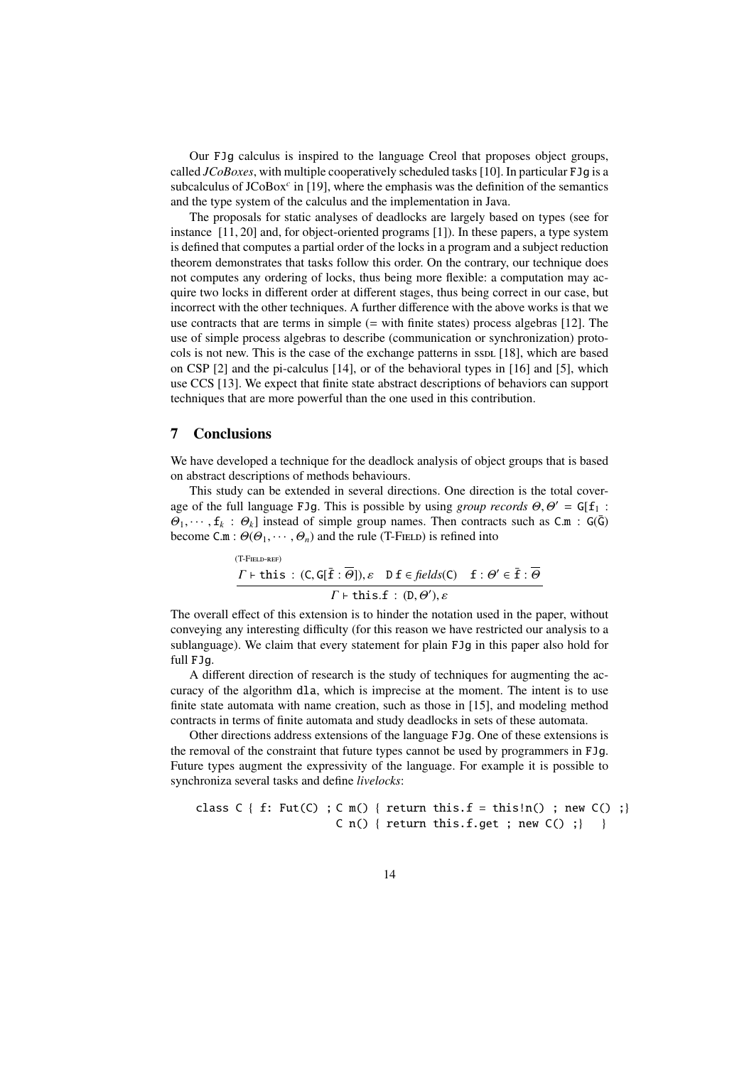Our FJg calculus is inspired to the language Creol that proposes object groups, called *JCoBoxes*, with multiple cooperatively scheduled tasks [10]. In particular FJg is a subcalculus of JCoBox$^c$ in [19], where the emphasis was the definition of the semantics and the type system of the calculus and the implementation in Java.

The proposals for static analyses of deadlocks are largely based on types (see for instance [11, 20] and, for object-oriented programs [1]). In these papers, a type system is defined that computes a partial order of the locks in a program and a subject reduction theorem demonstrates that tasks follow this order. On the contrary, our technique does not computes any ordering of locks, thus being more flexible: a computation may acquire two locks in different order at different stages, thus being correct in our case, but incorrect with the other techniques. A further difference with the above works is that we use contracts that are terms in simple (= with finite states) process algebras [12]. The use of simple process algebras to describe (communication or synchronization) protocols is not new. This is the case of the exchange patterns in SSDL [18], which are based on CSP [2] and the pi-calculus [14], or of the behavioral types in [16] and [5], which use CCS [13]. We expect that finite state abstract descriptions of behaviors can support techniques that are more powerful than the one used in this contribution.

## 7 Conclusions

We have developed a technique for the deadlock analysis of object groups that is based on abstract descriptions of methods behaviours.

This study can be extended in several directions. One direction is the total coverage of the full language FJg. This is possible by using *group records* $\Theta, \Theta' = \mathtt{G}[\mathtt{f}_1 : \Theta_1, \cdots, \mathtt{f}_k : \Theta_k]$ instead of simple group names. Then contracts such as $\mathtt{C.m} : \mathtt{G}(\bar{\mathtt{G}})$ become $\mathtt{C.m} : \Theta(\Theta_1, \cdots, \Theta_n)$ and the rule (T-Field) is refined into

$$\text{(T-Field-ref)}\quad \frac{\Gamma \vdash \mathtt{this} : (\mathtt{C}, \mathtt{G}[\bar{\mathtt{f}} : \overline{\Theta}]), \varepsilon \quad \mathtt{D}\ \mathtt{f} \in \mathit{fields}(\mathtt{C}) \quad \mathtt{f} : \Theta' \in \bar{\mathtt{f}} : \overline{\Theta}}{\Gamma \vdash \mathtt{this.f} : (\mathtt{D}, \Theta'), \varepsilon}$$

The overall effect of this extension is to hinder the notation used in the paper, without conveying any interesting difficulty (for this reason we have restricted our analysis to a sublanguage). We claim that every statement for plain FJg in this paper also hold for full FJg.

A different direction of research is the study of techniques for augmenting the accuracy of the algorithm dla, which is imprecise at the moment. The intent is to use finite state automata with name creation, such as those in [15], and modeling method contracts in terms of finite automata and study deadlocks in sets of these automata.

Other directions address extensions of the language FJg. One of these extensions is the removal of the constraint that future types cannot be used by programmers in FJg. Future types augment the expressivity of the language. For example it is possible to synchroniza several tasks and define *livelocks*:

```
class C { f: Fut(C) ; C m() { return this.f = this!n() ; new C() ;}
                      C n() { return this.f.get ; new C() ;}   }
```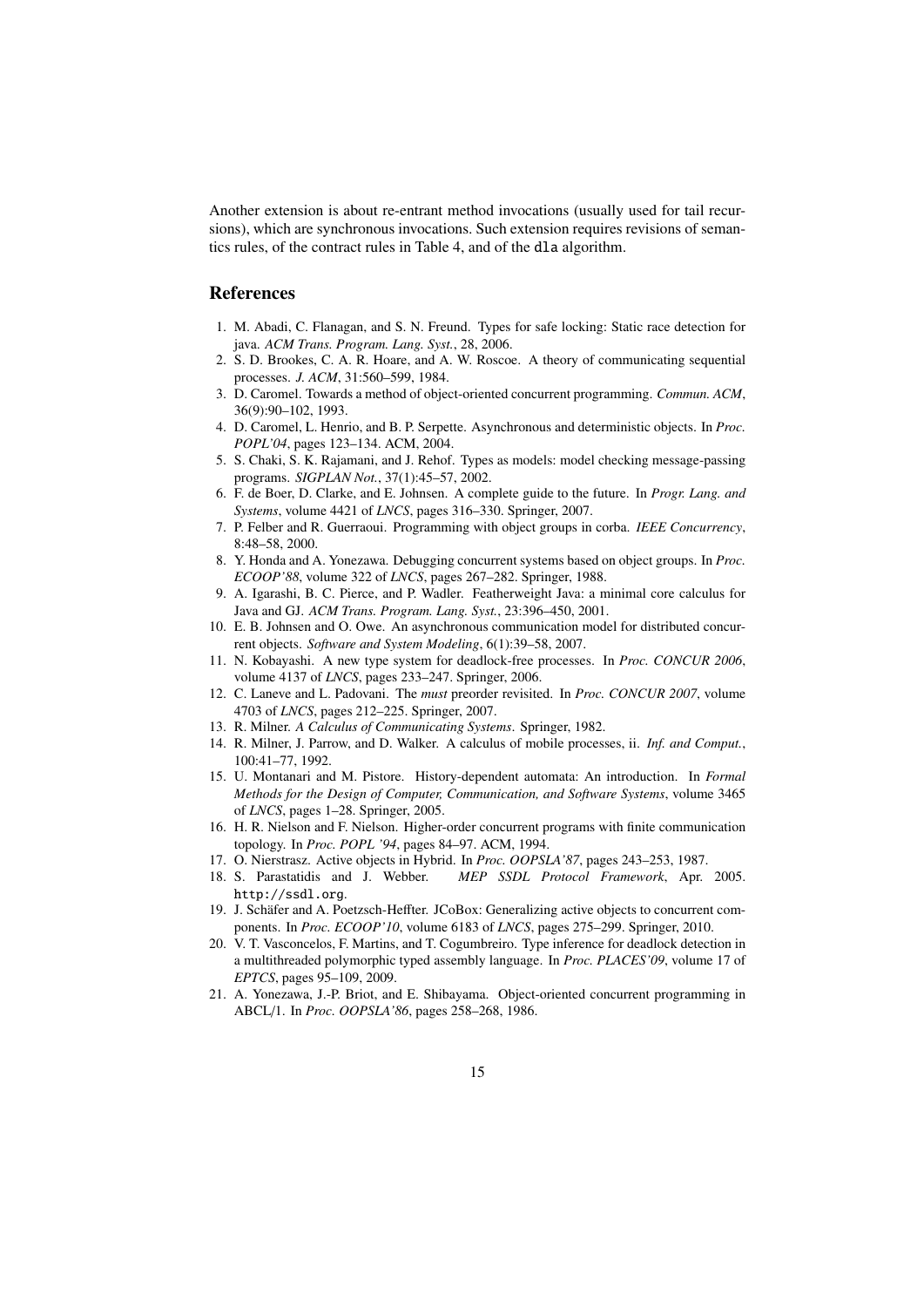Another extension is about re-entrant method invocations (usually used for tail recursions), which are synchronous invocations. Such extension requires revisions of semantics rules, of the contract rules in Table 4, and of the `dla` algorithm.

## References

1. M. Abadi, C. Flanagan, and S. N. Freund. Types for safe locking: Static race detection for java. *ACM Trans. Program. Lang. Syst.*, 28, 2006.
2. S. D. Brookes, C. A. R. Hoare, and A. W. Roscoe. A theory of communicating sequential processes. *J. ACM*, 31:560–599, 1984.
3. D. Caromel. Towards a method of object-oriented concurrent programming. *Commun. ACM*, 36(9):90–102, 1993.
4. D. Caromel, L. Henrio, and B. P. Serpette. Asynchronous and deterministic objects. In *Proc. POPL'04*, pages 123–134. ACM, 2004.
5. S. Chaki, S. K. Rajamani, and J. Rehof. Types as models: model checking message-passing programs. *SIGPLAN Not.*, 37(1):45–57, 2002.
6. F. de Boer, D. Clarke, and E. Johnsen. A complete guide to the future. In *Progr. Lang. and Systems*, volume 4421 of *LNCS*, pages 316–330. Springer, 2007.
7. P. Felber and R. Guerraoui. Programming with object groups in corba. *IEEE Concurrency*, 8:48–58, 2000.
8. Y. Honda and A. Yonezawa. Debugging concurrent systems based on object groups. In *Proc. ECOOP'88*, volume 322 of *LNCS*, pages 267–282. Springer, 1988.
9. A. Igarashi, B. C. Pierce, and P. Wadler. Featherweight Java: a minimal core calculus for Java and GJ. *ACM Trans. Program. Lang. Syst.*, 23:396–450, 2001.
10. E. B. Johnsen and O. Owe. An asynchronous communication model for distributed concurrent objects. *Software and System Modeling*, 6(1):39–58, 2007.
11. N. Kobayashi. A new type system for deadlock-free processes. In *Proc. CONCUR 2006*, volume 4137 of *LNCS*, pages 233–247. Springer, 2006.
12. C. Laneve and L. Padovani. The *must* preorder revisited. In *Proc. CONCUR 2007*, volume 4703 of *LNCS*, pages 212–225. Springer, 2007.
13. R. Milner. *A Calculus of Communicating Systems*. Springer, 1982.
14. R. Milner, J. Parrow, and D. Walker. A calculus of mobile processes, ii. *Inf. and Comput.*, 100:41–77, 1992.
15. U. Montanari and M. Pistore. History-dependent automata: An introduction. In *Formal Methods for the Design of Computer, Communication, and Software Systems*, volume 3465 of *LNCS*, pages 1–28. Springer, 2005.
16. H. R. Nielson and F. Nielson. Higher-order concurrent programs with finite communication topology. In *Proc. POPL '94*, pages 84–97. ACM, 1994.
17. O. Nierstrasz. Active objects in Hybrid. In *Proc. OOPSLA'87*, pages 243–253, 1987.
18. S. Parastatidis and J. Webber. *MEP SSDL Protocol Framework*, Apr. 2005. `http://ssdl.org`.
19. J. Schäfer and A. Poetzsch-Heffter. JCoBox: Generalizing active objects to concurrent components. In *Proc. ECOOP'10*, volume 6183 of *LNCS*, pages 275–299. Springer, 2010.
20. V. T. Vasconcelos, F. Martins, and T. Cogumbreiro. Type inference for deadlock detection in a multithreaded polymorphic typed assembly language. In *Proc. PLACES'09*, volume 17 of *EPTCS*, pages 95–109, 2009.
21. A. Yonezawa, J.-P. Briot, and E. Shibayama. Object-oriented concurrent programming in ABCL/1. In *Proc. OOPSLA'86*, pages 258–268, 1986.